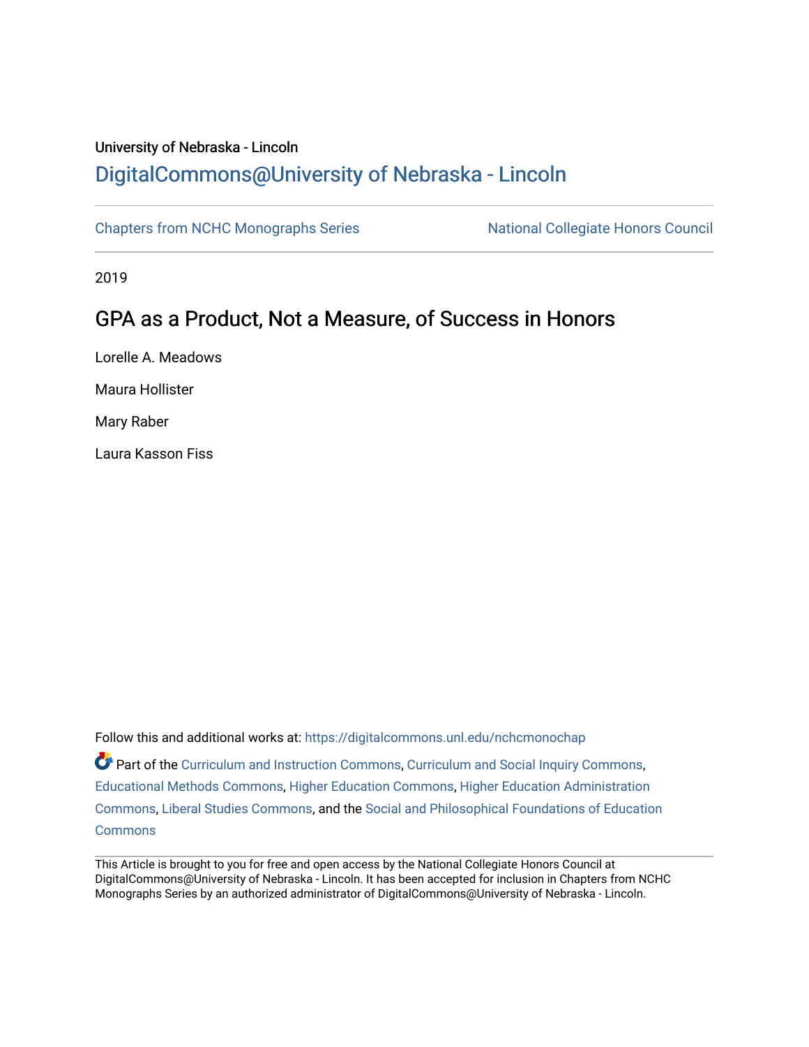University of Nebraska - Lincoln

## DigitalCommons@University of Nebraska - Lincoln

Chapters from NCHC Monographs Series | National Collegiate Honors Council

2019

# GPA as a Product, Not a Measure, of Success in Honors

Lorelle A. Meadows

Maura Hollister

Mary Raber

Laura Kasson Fiss

Follow this and additional works at: https://digitalcommons.unl.edu/nchcmonochap

Part of the Curriculum and Instruction Commons, Curriculum and Social Inquiry Commons, Educational Methods Commons, Higher Education Commons, Higher Education Administration Commons, Liberal Studies Commons, and the Social and Philosophical Foundations of Education Commons

This Article is brought to you for free and open access by the National Collegiate Honors Council at DigitalCommons@University of Nebraska - Lincoln. It has been accepted for inclusion in Chapters from NCHC Monographs Series by an authorized administrator of DigitalCommons@University of Nebraska - Lincoln.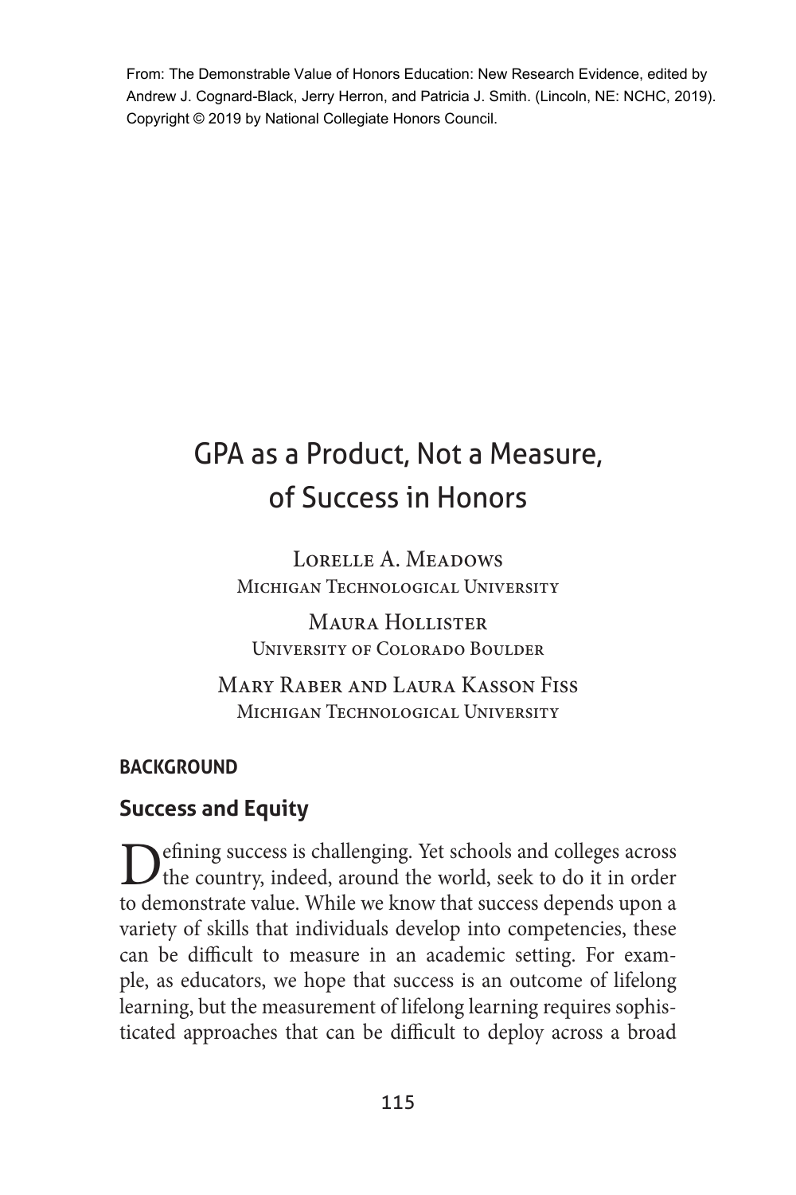From: The Demonstrable Value of Honors Education: New Research Evidence, edited by Andrew J. Cognard-Black, Jerry Herron, and Patricia J. Smith. (Lincoln, NE: NCHC, 2019). Copyright © 2019 by National Collegiate Honors Council.

# GPA as a Product, Not a Measure, of Success in Honors

Lorelle A. Meadows
Michigan Technological University

Maura Hollister
University of Colorado Boulder

Mary Raber and Laura Kasson Fiss
Michigan Technological University

## BACKGROUND

### Success and Equity

Defining success is challenging. Yet schools and colleges across the country, indeed, around the world, seek to do it in order to demonstrate value. While we know that success depends upon a variety of skills that individuals develop into competencies, these can be difficult to measure in an academic setting. For example, as educators, we hope that success is an outcome of lifelong learning, but the measurement of lifelong learning requires sophisticated approaches that can be difficult to deploy across a broad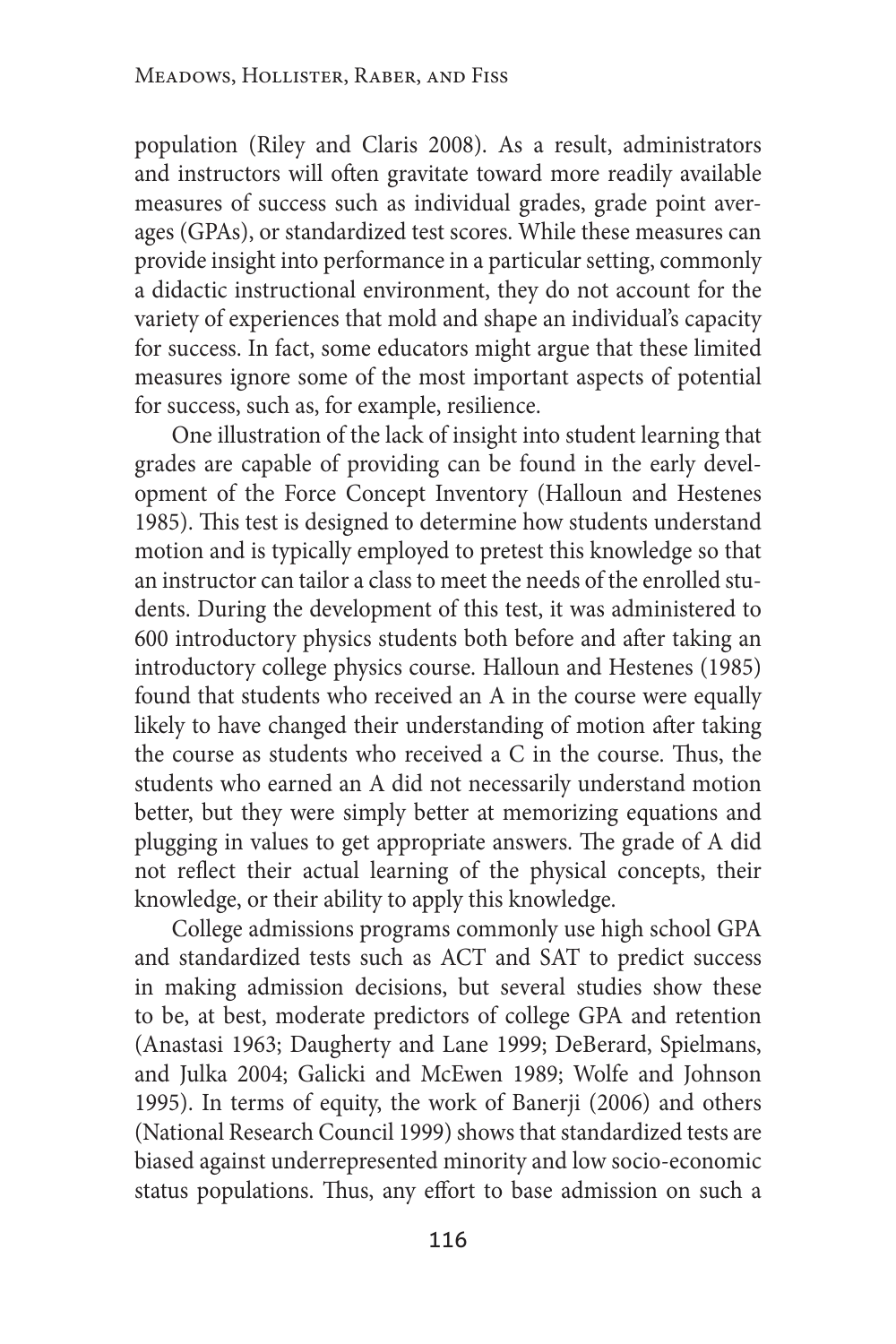population (Riley and Claris 2008). As a result, administrators and instructors will often gravitate toward more readily available measures of success such as individual grades, grade point averages (GPAs), or standardized test scores. While these measures can provide insight into performance in a particular setting, commonly a didactic instructional environment, they do not account for the variety of experiences that mold and shape an individual's capacity for success. In fact, some educators might argue that these limited measures ignore some of the most important aspects of potential for success, such as, for example, resilience.

One illustration of the lack of insight into student learning that grades are capable of providing can be found in the early development of the Force Concept Inventory (Halloun and Hestenes 1985). This test is designed to determine how students understand motion and is typically employed to pretest this knowledge so that an instructor can tailor a class to meet the needs of the enrolled students. During the development of this test, it was administered to 600 introductory physics students both before and after taking an introductory college physics course. Halloun and Hestenes (1985) found that students who received an A in the course were equally likely to have changed their understanding of motion after taking the course as students who received a C in the course. Thus, the students who earned an A did not necessarily understand motion better, but they were simply better at memorizing equations and plugging in values to get appropriate answers. The grade of A did not reflect their actual learning of the physical concepts, their knowledge, or their ability to apply this knowledge.

College admissions programs commonly use high school GPA and standardized tests such as ACT and SAT to predict success in making admission decisions, but several studies show these to be, at best, moderate predictors of college GPA and retention (Anastasi 1963; Daugherty and Lane 1999; DeBerard, Spielmans, and Julka 2004; Galicki and McEwen 1989; Wolfe and Johnson 1995). In terms of equity, the work of Banerji (2006) and others (National Research Council 1999) shows that standardized tests are biased against underrepresented minority and low socio-economic status populations. Thus, any effort to base admission on such a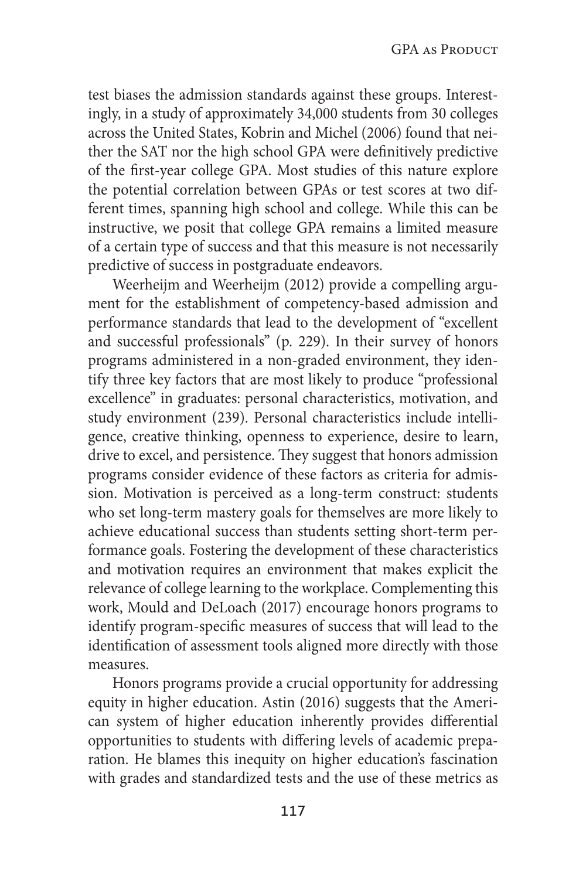test biases the admission standards against these groups. Interestingly, in a study of approximately 34,000 students from 30 colleges across the United States, Kobrin and Michel (2006) found that neither the SAT nor the high school GPA were definitively predictive of the first-year college GPA. Most studies of this nature explore the potential correlation between GPAs or test scores at two different times, spanning high school and college. While this can be instructive, we posit that college GPA remains a limited measure of a certain type of success and that this measure is not necessarily predictive of success in postgraduate endeavors.

Weerheijm and Weerheijm (2012) provide a compelling argument for the establishment of competency-based admission and performance standards that lead to the development of "excellent and successful professionals" (p. 229). In their survey of honors programs administered in a non-graded environment, they identify three key factors that are most likely to produce "professional excellence" in graduates: personal characteristics, motivation, and study environment (239). Personal characteristics include intelligence, creative thinking, openness to experience, desire to learn, drive to excel, and persistence. They suggest that honors admission programs consider evidence of these factors as criteria for admission. Motivation is perceived as a long-term construct: students who set long-term mastery goals for themselves are more likely to achieve educational success than students setting short-term performance goals. Fostering the development of these characteristics and motivation requires an environment that makes explicit the relevance of college learning to the workplace. Complementing this work, Mould and DeLoach (2017) encourage honors programs to identify program-specific measures of success that will lead to the identification of assessment tools aligned more directly with those measures.

Honors programs provide a crucial opportunity for addressing equity in higher education. Astin (2016) suggests that the American system of higher education inherently provides differential opportunities to students with differing levels of academic preparation. He blames this inequity on higher education's fascination with grades and standardized tests and the use of these metrics as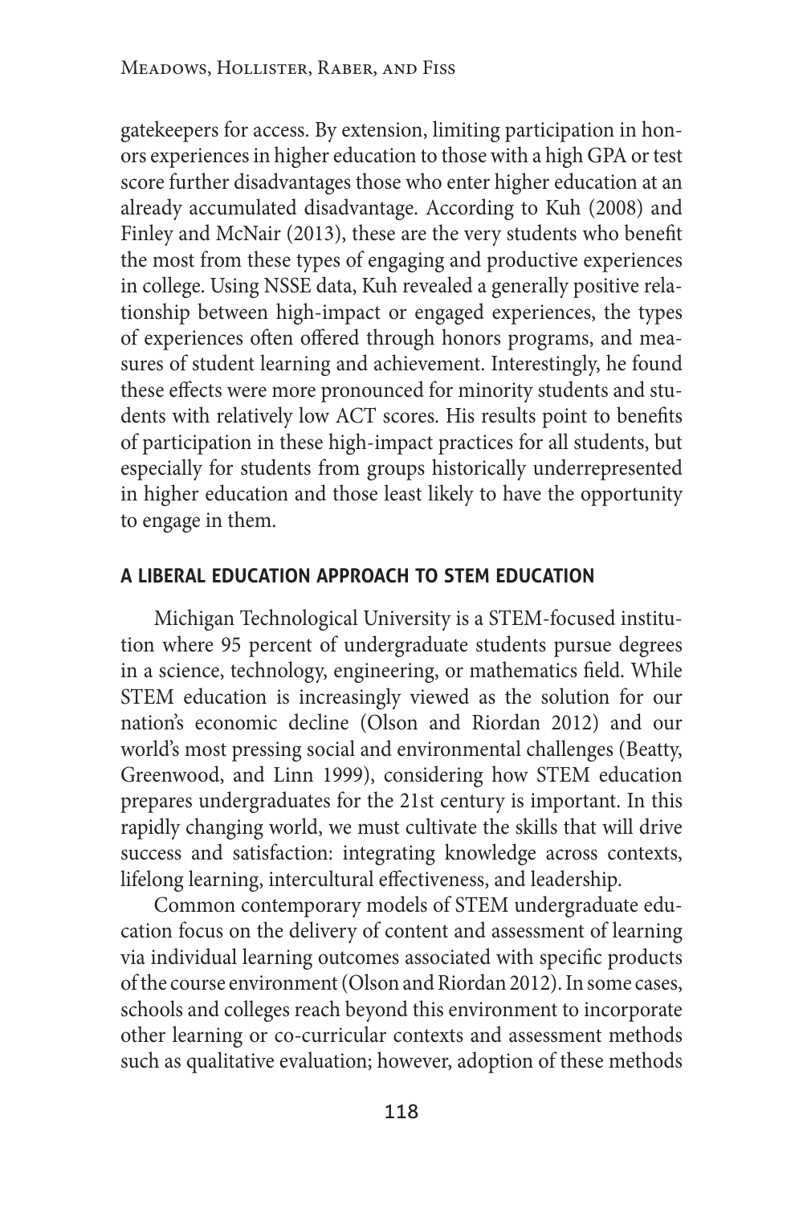gatekeepers for access. By extension, limiting participation in honors experiences in higher education to those with a high GPA or test score further disadvantages those who enter higher education at an already accumulated disadvantage. According to Kuh (2008) and Finley and McNair (2013), these are the very students who benefit the most from these types of engaging and productive experiences in college. Using NSSE data, Kuh revealed a generally positive relationship between high-impact or engaged experiences, the types of experiences often offered through honors programs, and measures of student learning and achievement. Interestingly, he found these effects were more pronounced for minority students and students with relatively low ACT scores. His results point to benefits of participation in these high-impact practices for all students, but especially for students from groups historically underrepresented in higher education and those least likely to have the opportunity to engage in them.

## A LIBERAL EDUCATION APPROACH TO STEM EDUCATION

Michigan Technological University is a STEM-focused institution where 95 percent of undergraduate students pursue degrees in a science, technology, engineering, or mathematics field. While STEM education is increasingly viewed as the solution for our nation's economic decline (Olson and Riordan 2012) and our world's most pressing social and environmental challenges (Beatty, Greenwood, and Linn 1999), considering how STEM education prepares undergraduates for the 21st century is important. In this rapidly changing world, we must cultivate the skills that will drive success and satisfaction: integrating knowledge across contexts, lifelong learning, intercultural effectiveness, and leadership.

Common contemporary models of STEM undergraduate education focus on the delivery of content and assessment of learning via individual learning outcomes associated with specific products of the course environment (Olson and Riordan 2012). In some cases, schools and colleges reach beyond this environment to incorporate other learning or co-curricular contexts and assessment methods such as qualitative evaluation; however, adoption of these methods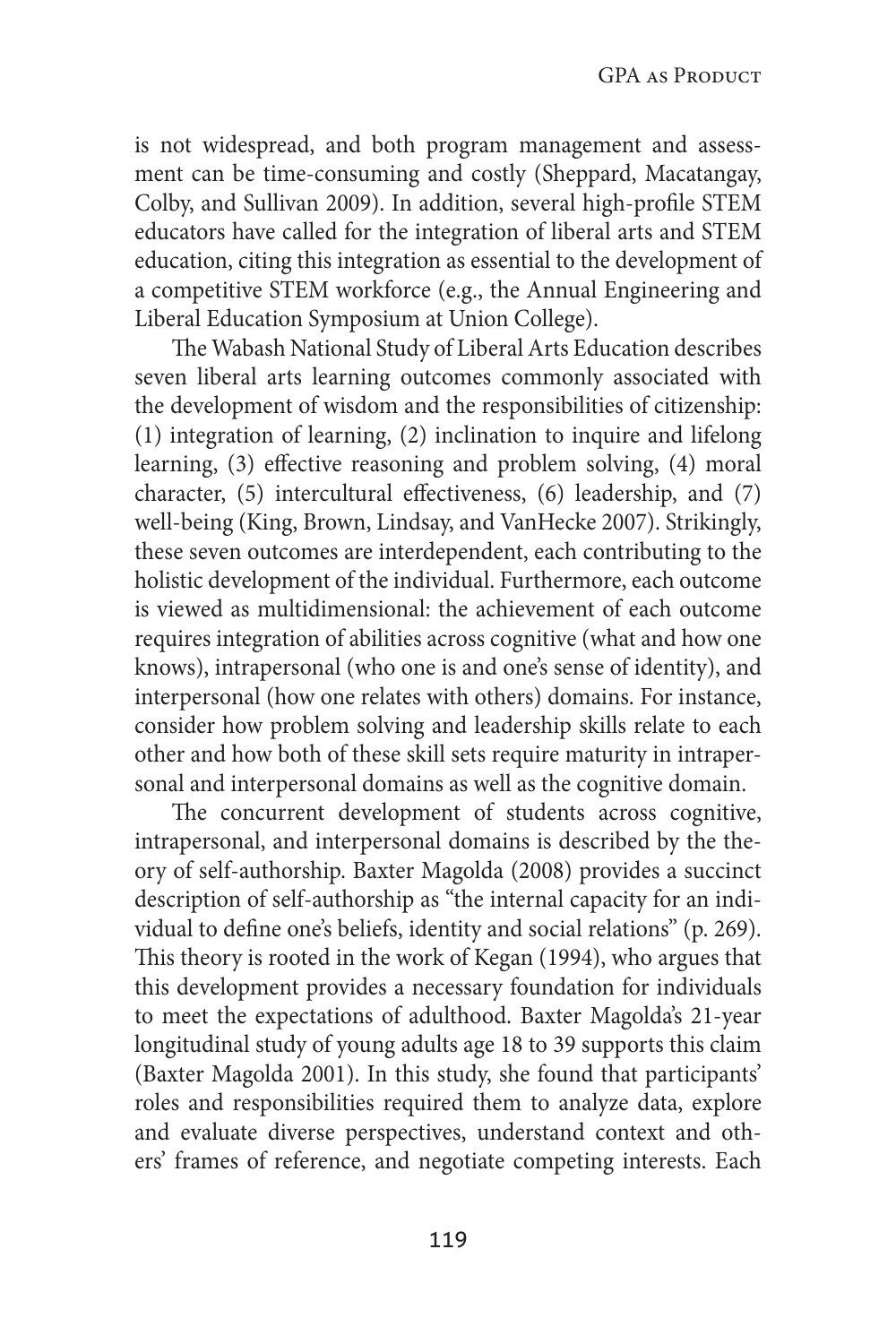is not widespread, and both program management and assessment can be time-consuming and costly (Sheppard, Macatangay, Colby, and Sullivan 2009). In addition, several high-profile STEM educators have called for the integration of liberal arts and STEM education, citing this integration as essential to the development of a competitive STEM workforce (e.g., the Annual Engineering and Liberal Education Symposium at Union College).

The Wabash National Study of Liberal Arts Education describes seven liberal arts learning outcomes commonly associated with the development of wisdom and the responsibilities of citizenship: (1) integration of learning, (2) inclination to inquire and lifelong learning, (3) effective reasoning and problem solving, (4) moral character, (5) intercultural effectiveness, (6) leadership, and (7) well-being (King, Brown, Lindsay, and VanHecke 2007). Strikingly, these seven outcomes are interdependent, each contributing to the holistic development of the individual. Furthermore, each outcome is viewed as multidimensional: the achievement of each outcome requires integration of abilities across cognitive (what and how one knows), intrapersonal (who one is and one's sense of identity), and interpersonal (how one relates with others) domains. For instance, consider how problem solving and leadership skills relate to each other and how both of these skill sets require maturity in intrapersonal and interpersonal domains as well as the cognitive domain.

The concurrent development of students across cognitive, intrapersonal, and interpersonal domains is described by the theory of self-authorship. Baxter Magolda (2008) provides a succinct description of self-authorship as "the internal capacity for an individual to define one's beliefs, identity and social relations" (p. 269). This theory is rooted in the work of Kegan (1994), who argues that this development provides a necessary foundation for individuals to meet the expectations of adulthood. Baxter Magolda's 21-year longitudinal study of young adults age 18 to 39 supports this claim (Baxter Magolda 2001). In this study, she found that participants' roles and responsibilities required them to analyze data, explore and evaluate diverse perspectives, understand context and others' frames of reference, and negotiate competing interests. Each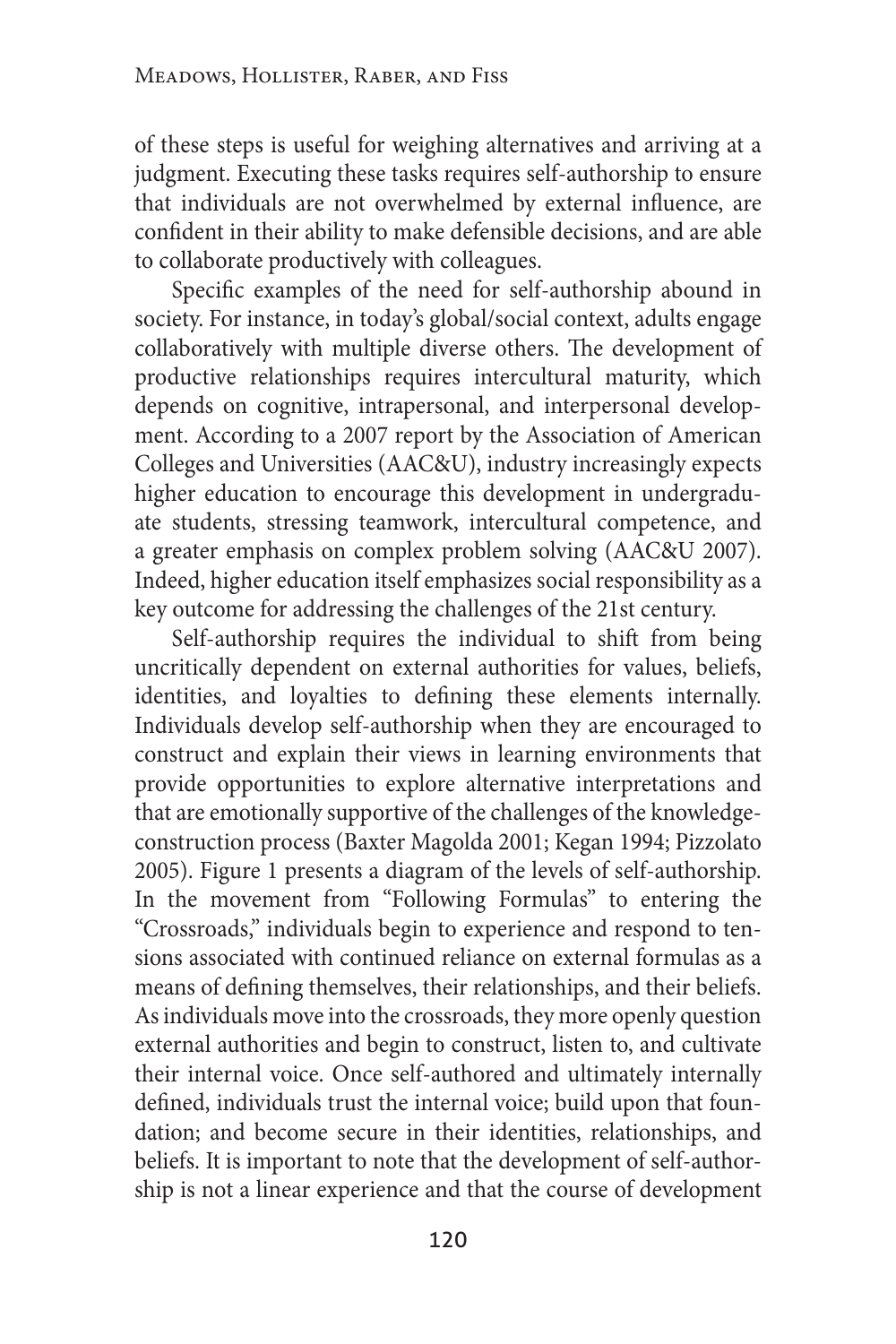of these steps is useful for weighing alternatives and arriving at a judgment. Executing these tasks requires self-authorship to ensure that individuals are not overwhelmed by external influence, are confident in their ability to make defensible decisions, and are able to collaborate productively with colleagues.

Specific examples of the need for self-authorship abound in society. For instance, in today's global/social context, adults engage collaboratively with multiple diverse others. The development of productive relationships requires intercultural maturity, which depends on cognitive, intrapersonal, and interpersonal development. According to a 2007 report by the Association of American Colleges and Universities (AAC&U), industry increasingly expects higher education to encourage this development in undergraduate students, stressing teamwork, intercultural competence, and a greater emphasis on complex problem solving (AAC&U 2007). Indeed, higher education itself emphasizes social responsibility as a key outcome for addressing the challenges of the 21st century.

Self-authorship requires the individual to shift from being uncritically dependent on external authorities for values, beliefs, identities, and loyalties to defining these elements internally. Individuals develop self-authorship when they are encouraged to construct and explain their views in learning environments that provide opportunities to explore alternative interpretations and that are emotionally supportive of the challenges of the knowledge-construction process (Baxter Magolda 2001; Kegan 1994; Pizzolato 2005). Figure 1 presents a diagram of the levels of self-authorship. In the movement from "Following Formulas" to entering the "Crossroads," individuals begin to experience and respond to tensions associated with continued reliance on external formulas as a means of defining themselves, their relationships, and their beliefs. As individuals move into the crossroads, they more openly question external authorities and begin to construct, listen to, and cultivate their internal voice. Once self-authored and ultimately internally defined, individuals trust the internal voice; build upon that foundation; and become secure in their identities, relationships, and beliefs. It is important to note that the development of self-authorship is not a linear experience and that the course of development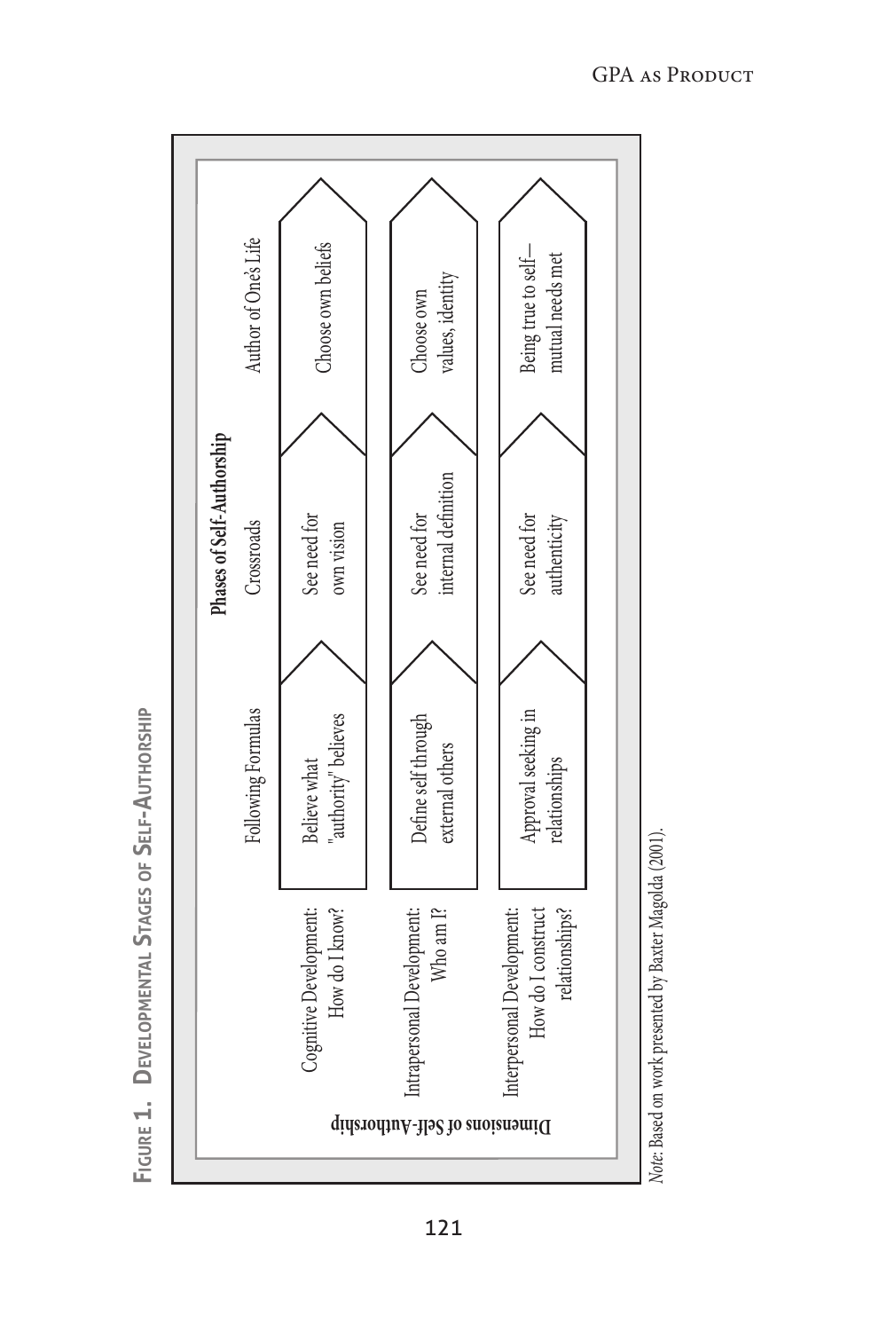**Figure 1. Developmental Stages of Self-Authorship**

| Dimensions of Self-Authorship | Following Formulas | Crossroads | Author of One's Life |
|---|---|---|---|
| | **Phases of Self-Authorship** | | |
| Cognitive Development: How do I know? | Believe what "authority" believes | See need for own vision | Choose own beliefs |
| Intrapersonal Development: Who am I? | Define self through external others | See need for internal definition | Choose own values, identity |
| Interpersonal Development: How do I construct relationships? | Approval seeking in relationships | See need for authenticity | Being true to self—mutual needs met |

*Note*: Based on work presented by Baxter Magolda (2001).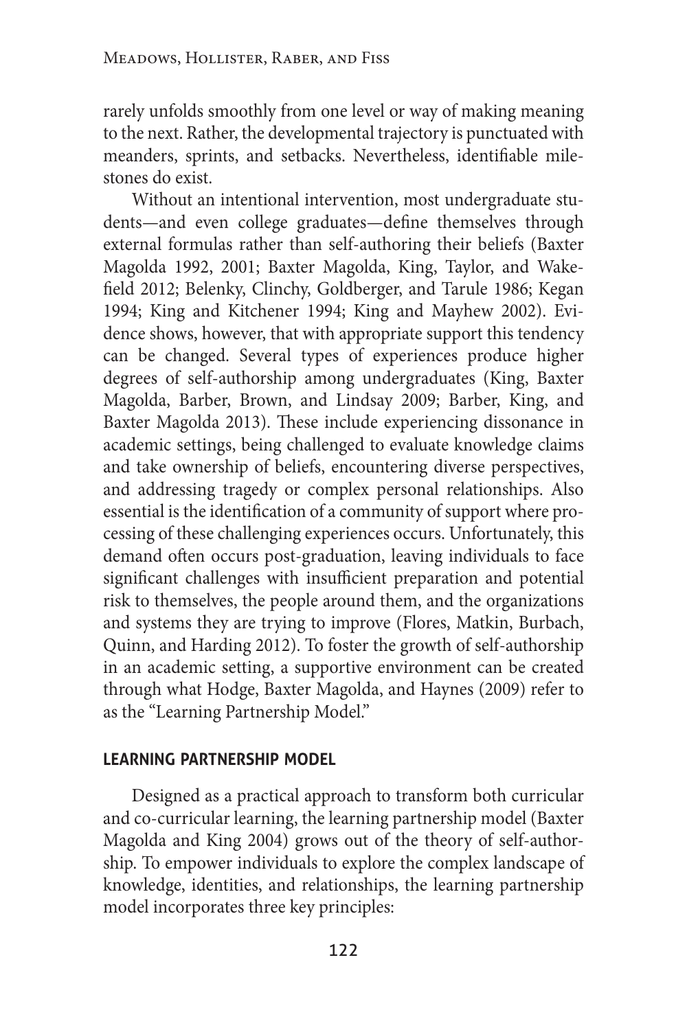rarely unfolds smoothly from one level or way of making meaning to the next. Rather, the developmental trajectory is punctuated with meanders, sprints, and setbacks. Nevertheless, identifiable milestones do exist.

Without an intentional intervention, most undergraduate students—and even college graduates—define themselves through external formulas rather than self-authoring their beliefs (Baxter Magolda 1992, 2001; Baxter Magolda, King, Taylor, and Wakefield 2012; Belenky, Clinchy, Goldberger, and Tarule 1986; Kegan 1994; King and Kitchener 1994; King and Mayhew 2002). Evidence shows, however, that with appropriate support this tendency can be changed. Several types of experiences produce higher degrees of self-authorship among undergraduates (King, Baxter Magolda, Barber, Brown, and Lindsay 2009; Barber, King, and Baxter Magolda 2013). These include experiencing dissonance in academic settings, being challenged to evaluate knowledge claims and take ownership of beliefs, encountering diverse perspectives, and addressing tragedy or complex personal relationships. Also essential is the identification of a community of support where processing of these challenging experiences occurs. Unfortunately, this demand often occurs post-graduation, leaving individuals to face significant challenges with insufficient preparation and potential risk to themselves, the people around them, and the organizations and systems they are trying to improve (Flores, Matkin, Burbach, Quinn, and Harding 2012). To foster the growth of self-authorship in an academic setting, a supportive environment can be created through what Hodge, Baxter Magolda, and Haynes (2009) refer to as the "Learning Partnership Model."

## LEARNING PARTNERSHIP MODEL

Designed as a practical approach to transform both curricular and co-curricular learning, the learning partnership model (Baxter Magolda and King 2004) grows out of the theory of self-authorship. To empower individuals to explore the complex landscape of knowledge, identities, and relationships, the learning partnership model incorporates three key principles: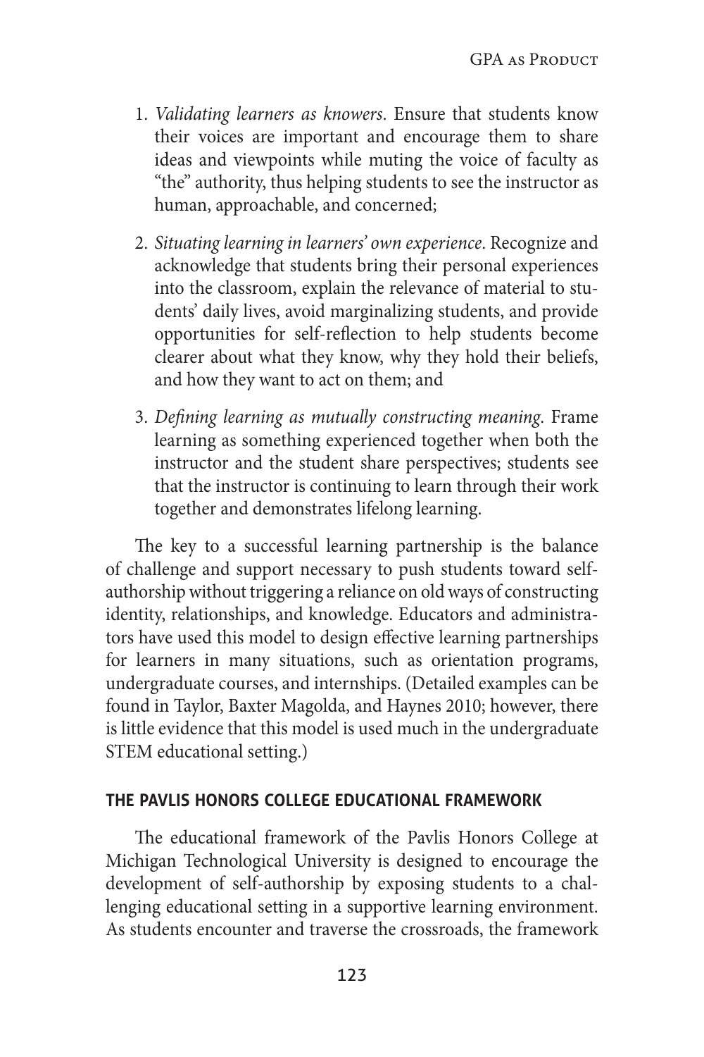1. *Validating learners as knowers*. Ensure that students know their voices are important and encourage them to share ideas and viewpoints while muting the voice of faculty as "the" authority, thus helping students to see the instructor as human, approachable, and concerned;

2. *Situating learning in learners' own experience*. Recognize and acknowledge that students bring their personal experiences into the classroom, explain the relevance of material to students' daily lives, avoid marginalizing students, and provide opportunities for self-reflection to help students become clearer about what they know, why they hold their beliefs, and how they want to act on them; and

3. *Defining learning as mutually constructing meaning*. Frame learning as something experienced together when both the instructor and the student share perspectives; students see that the instructor is continuing to learn through their work together and demonstrates lifelong learning.

The key to a successful learning partnership is the balance of challenge and support necessary to push students toward self-authorship without triggering a reliance on old ways of constructing identity, relationships, and knowledge. Educators and administrators have used this model to design effective learning partnerships for learners in many situations, such as orientation programs, undergraduate courses, and internships. (Detailed examples can be found in Taylor, Baxter Magolda, and Haynes 2010; however, there is little evidence that this model is used much in the undergraduate STEM educational setting.)

## THE PAVLIS HONORS COLLEGE EDUCATIONAL FRAMEWORK

The educational framework of the Pavlis Honors College at Michigan Technological University is designed to encourage the development of self-authorship by exposing students to a challenging educational setting in a supportive learning environment. As students encounter and traverse the crossroads, the framework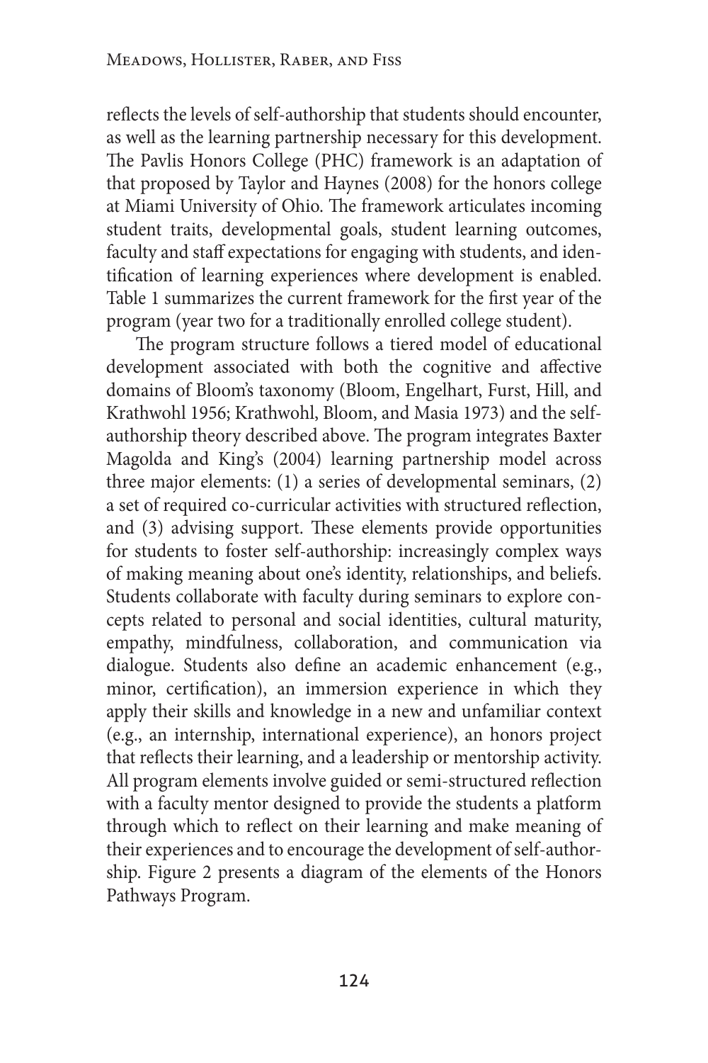reflects the levels of self-authorship that students should encounter, as well as the learning partnership necessary for this development. The Pavlis Honors College (PHC) framework is an adaptation of that proposed by Taylor and Haynes (2008) for the honors college at Miami University of Ohio. The framework articulates incoming student traits, developmental goals, student learning outcomes, faculty and staff expectations for engaging with students, and identification of learning experiences where development is enabled. Table 1 summarizes the current framework for the first year of the program (year two for a traditionally enrolled college student).

The program structure follows a tiered model of educational development associated with both the cognitive and affective domains of Bloom's taxonomy (Bloom, Engelhart, Furst, Hill, and Krathwohl 1956; Krathwohl, Bloom, and Masia 1973) and the self-authorship theory described above. The program integrates Baxter Magolda and King's (2004) learning partnership model across three major elements: (1) a series of developmental seminars, (2) a set of required co-curricular activities with structured reflection, and (3) advising support. These elements provide opportunities for students to foster self-authorship: increasingly complex ways of making meaning about one's identity, relationships, and beliefs. Students collaborate with faculty during seminars to explore concepts related to personal and social identities, cultural maturity, empathy, mindfulness, collaboration, and communication via dialogue. Students also define an academic enhancement (e.g., minor, certification), an immersion experience in which they apply their skills and knowledge in a new and unfamiliar context (e.g., an internship, international experience), an honors project that reflects their learning, and a leadership or mentorship activity. All program elements involve guided or semi-structured reflection with a faculty mentor designed to provide the students a platform through which to reflect on their learning and make meaning of their experiences and to encourage the development of self-authorship. Figure 2 presents a diagram of the elements of the Honors Pathways Program.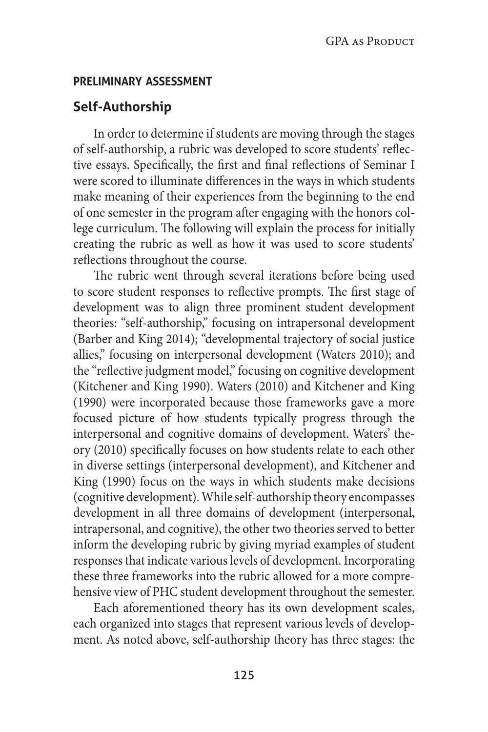#### PRELIMINARY ASSESSMENT

### Self-Authorship

In order to determine if students are moving through the stages of self-authorship, a rubric was developed to score students' reflective essays. Specifically, the first and final reflections of Seminar I were scored to illuminate differences in the ways in which students make meaning of their experiences from the beginning to the end of one semester in the program after engaging with the honors college curriculum. The following will explain the process for initially creating the rubric as well as how it was used to score students' reflections throughout the course.

The rubric went through several iterations before being used to score student responses to reflective prompts. The first stage of development was to align three prominent student development theories: "self-authorship," focusing on intrapersonal development (Barber and King 2014); "developmental trajectory of social justice allies," focusing on interpersonal development (Waters 2010); and the "reflective judgment model," focusing on cognitive development (Kitchener and King 1990). Waters (2010) and Kitchener and King (1990) were incorporated because those frameworks gave a more focused picture of how students typically progress through the interpersonal and cognitive domains of development. Waters' theory (2010) specifically focuses on how students relate to each other in diverse settings (interpersonal development), and Kitchener and King (1990) focus on the ways in which students make decisions (cognitive development). While self-authorship theory encompasses development in all three domains of development (interpersonal, intrapersonal, and cognitive), the other two theories served to better inform the developing rubric by giving myriad examples of student responses that indicate various levels of development. Incorporating these three frameworks into the rubric allowed for a more comprehensive view of PHC student development throughout the semester.

Each aforementioned theory has its own development scales, each organized into stages that represent various levels of development. As noted above, self-authorship theory has three stages: the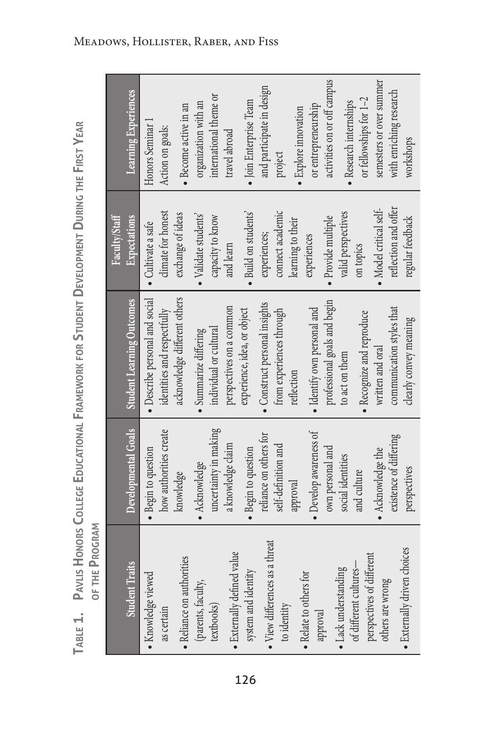**Table 1. Pavlis Honors College Educational Framework for Student Development During the First Year of the Program**

| Student Traits | Developmental Goals | Student Learning Outcomes | Faculty/Staff Expectations | Learning Experiences |
|---|---|---|---|---|
| • Knowledge viewed as certain<br>• Reliance on authorities (parents, faculty, textbooks)<br>• Externally defined value system and identity<br>• View differences as a threat to identity<br>• Relate to others for approval<br>• Lack understanding of different cultures—perspectives of different others are wrong<br>• Externally driven choices | • Begin to question how authorities create knowledge<br>• Acknowledge uncertainty in making a knowledge claim<br>• Begin to question reliance on others for self-definition and approval<br>• Develop awareness of own personal and social identities and culture<br>• Acknowledge the existence of differing perspectives | • Describe personal and social identities and respectfully acknowledge different others<br>• Summarize differing individual or cultural perspectives on a common experience, idea, or object<br>• Construct personal insights from experiences through reflection<br>• Identify own personal and professional goals and begin to act on them<br>• Recognize and reproduce written and oral communication styles that clearly convey meaning | • Cultivate a safe climate for honest exchange of ideas<br>• Validate students' capacity to know and learn<br>• Build on students' experiences; connect academic learning to their experiences<br>• Provide multiple valid perspectives on topics<br>• Model critical self-reflection and offer regular feedback | Honors Seminar 1<br>Action on goals:<br>• Become active in an organization with an international theme or travel abroad<br>• Join Enterprise Team and participate in design project<br>• Explore innovation or entrepreneurship activities on or off campus<br>• Research internships or fellowships for 1–2 semesters or over summer with enriching research workshops |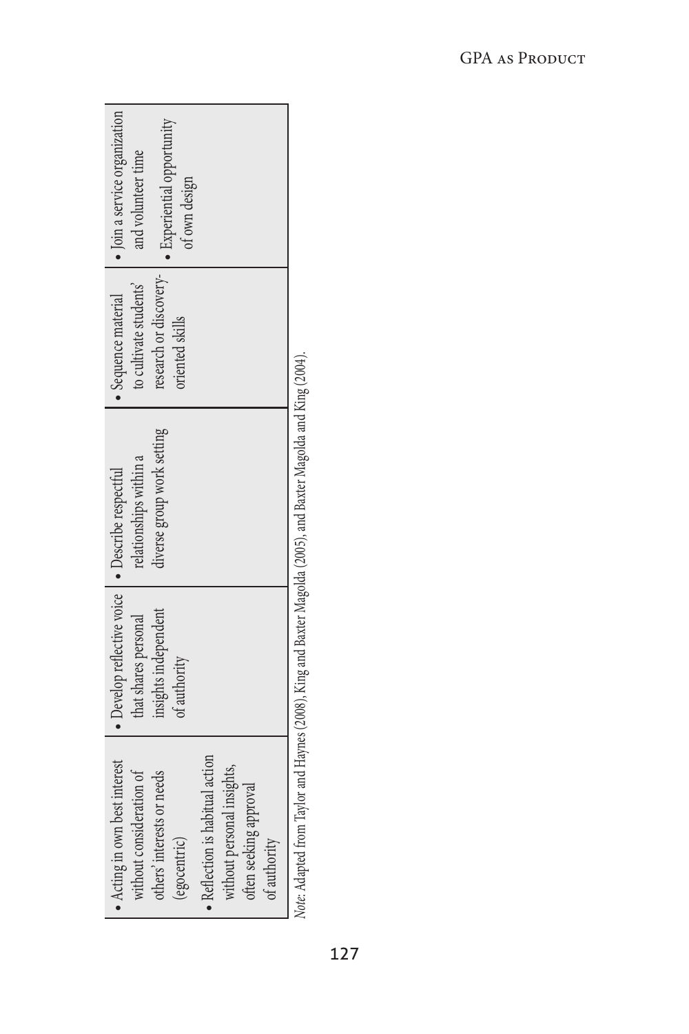| | | | |
|---|---|---|---|
| • Acting in own best interest without consideration of others' interests or needs (egocentric)<br>• Reflection is habitual action without personal insights, often seeking approval of authority | • Develop reflective voice that shares personal insights independent of authority | • Describe respectful relationships within a diverse group work setting | • Sequence material to cultivate students' research or discovery-oriented skills | • Join a service organization and volunteer time<br>• Experiential opportunity of own design |

*Note*: Adapted from Taylor and Haynes (2008), King and Baxter Magolda (2005), and Baxter Magolda and King (2004).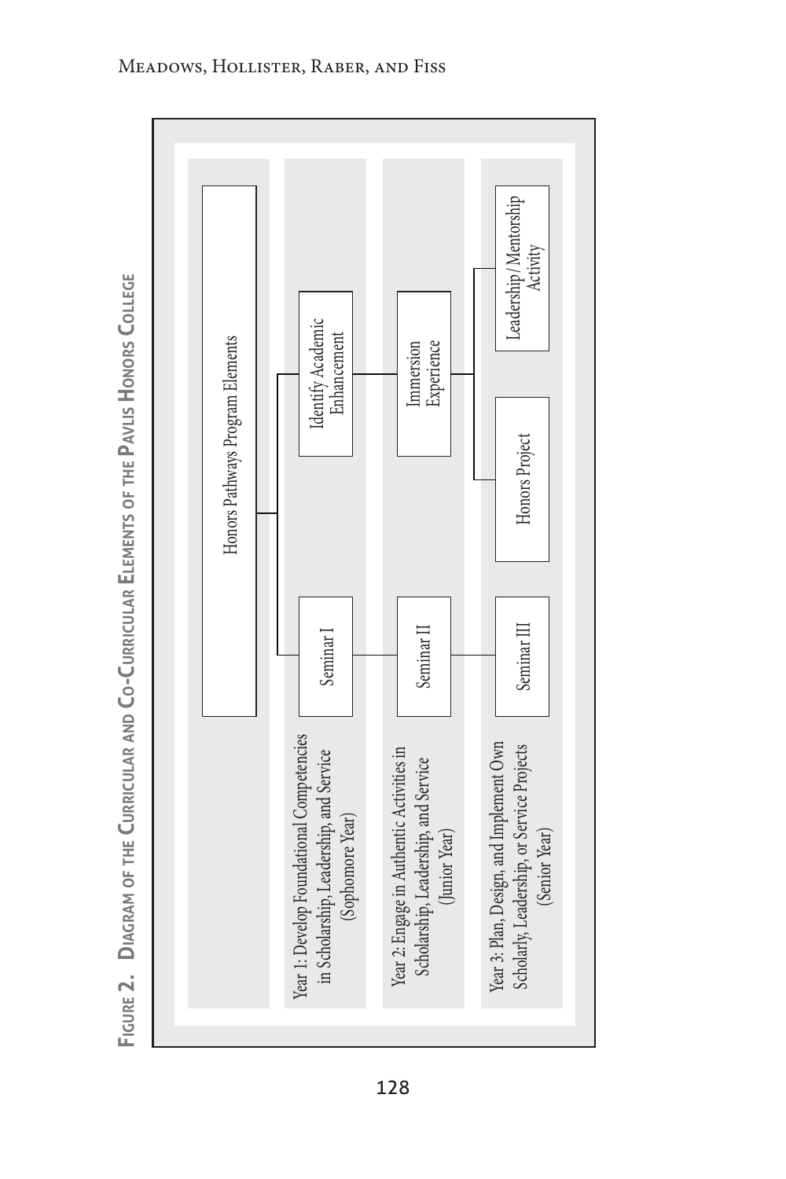**Figure 2. Diagram of the Curricular and Co-Curricular Elements of the Pavlis Honors College**

| | Honors Pathways Program Elements | | |
|---|---|---|---|
| Year 1: Develop Foundational Competencies in Scholarship, Leadership, and Service (Sophomore Year) | Seminar I | Identify Academic Enhancement | |
| Year 2: Engage in Authentic Activities in Scholarship, Leadership, and Service (Junior Year) | Seminar II | Immersion Experience | |
| Year 3: Plan, Design, and Implement Own Scholarly, Leadership, or Service Projects (Senior Year) | Seminar III | Honors Project | Leadership/Mentorship Activity |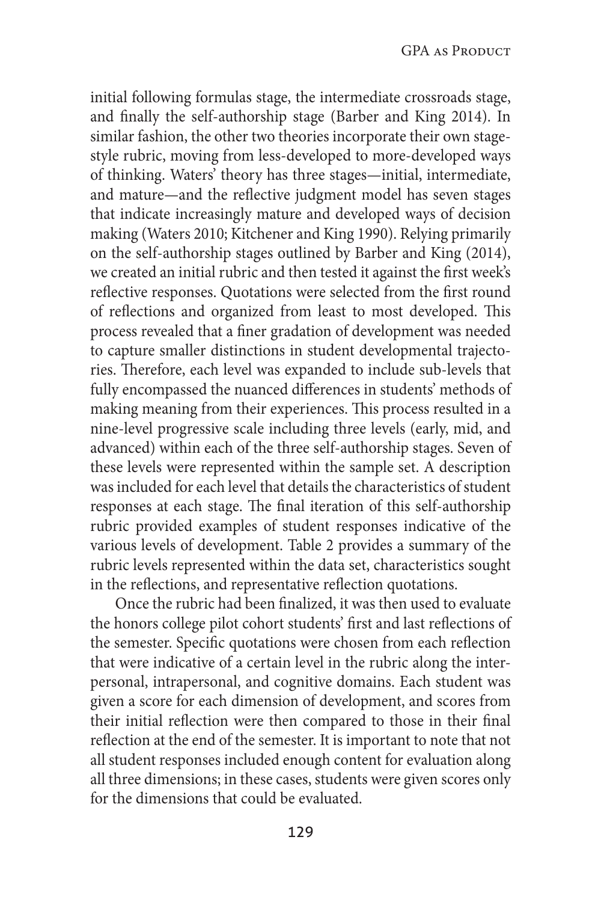initial following formulas stage, the intermediate crossroads stage, and finally the self-authorship stage (Barber and King 2014). In similar fashion, the other two theories incorporate their own stage-style rubric, moving from less-developed to more-developed ways of thinking. Waters' theory has three stages—initial, intermediate, and mature—and the reflective judgment model has seven stages that indicate increasingly mature and developed ways of decision making (Waters 2010; Kitchener and King 1990). Relying primarily on the self-authorship stages outlined by Barber and King (2014), we created an initial rubric and then tested it against the first week's reflective responses. Quotations were selected from the first round of reflections and organized from least to most developed. This process revealed that a finer gradation of development was needed to capture smaller distinctions in student developmental trajectories. Therefore, each level was expanded to include sub-levels that fully encompassed the nuanced differences in students' methods of making meaning from their experiences. This process resulted in a nine-level progressive scale including three levels (early, mid, and advanced) within each of the three self-authorship stages. Seven of these levels were represented within the sample set. A description was included for each level that details the characteristics of student responses at each stage. The final iteration of this self-authorship rubric provided examples of student responses indicative of the various levels of development. Table 2 provides a summary of the rubric levels represented within the data set, characteristics sought in the reflections, and representative reflection quotations.

Once the rubric had been finalized, it was then used to evaluate the honors college pilot cohort students' first and last reflections of the semester. Specific quotations were chosen from each reflection that were indicative of a certain level in the rubric along the interpersonal, intrapersonal, and cognitive domains. Each student was given a score for each dimension of development, and scores from their initial reflection were then compared to those in their final reflection at the end of the semester. It is important to note that not all student responses included enough content for evaluation along all three dimensions; in these cases, students were given scores only for the dimensions that could be evaluated.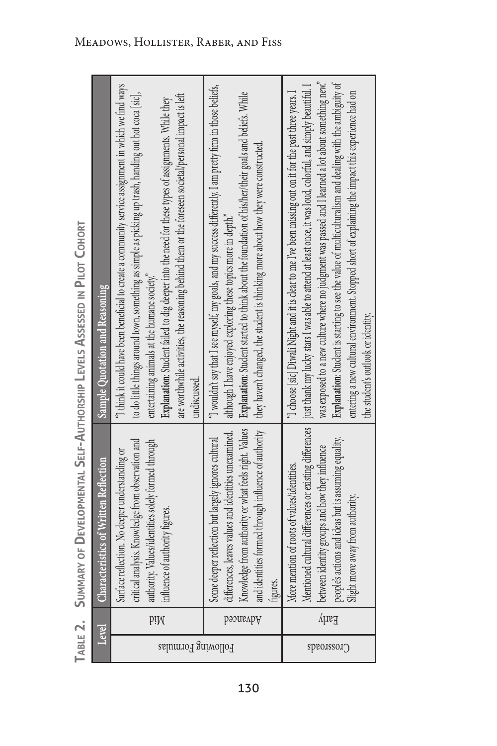**Table 2. Summary of Developmental Self-Authorship Levels Assessed in Pilot Cohort**

| | Level | Characteristics of Written Reflection | Sample Quotation and Reasoning |
|---|---|---|---|
| Following Formulas | Mid | Surface reflection. No deeper understanding or critical analysis. Knowledge from observation and authority. Values/identities solely formed through influence of authority figures. | "I think it could have been beneficial to create a community service assignment in which we find ways to do little things around town, something as simple as picking up trash, handing out hot coca [sic], entertaining animals at the humane society." **Explanation**: Student failed to dig deeper into the need for these types of assignments. While they are worthwhile activities, the reasoning behind them or the foreseen societal/personal impact is left undiscussed. |
| | Advanced | Some deeper reflection but largely ignores cultural differences, leaves values and identities unexamined. Knowledge from authority or what feels right. Values and identities formed through influence of authority figures. | "I wouldn't say that I see myself, my goals, and my success differently. I am pretty firm in those beliefs, although I have enjoyed exploring these topics more in depth." **Explanation**: Student started to think about the foundation of his/her/their goals and beliefs. While they haven't changed, the student is thinking more about how they were constructed. |
| Crossroads | Early | More mention of roots of values/identities. Mentioned cultural differences or existing differences between identity groups and how they influence people's actions and ideas but is assuming equality. Slight move away from authority. | "I choose [sic] Diwali Night and it is clear to me I've been missing out on it for the past three years. I just thank my lucky stars I was able to attend at least once, it was loud, colorful, and simply beautiful. I was exposed to a new culture where no judgment was passed and I learned a lot about something new." **Explanation**: Student is starting to see the value of multiculturalism and dealing with the ambiguity of entering a new cultural environment. Stopped short of explaining the impact this experience had on the student's outlook or identity. |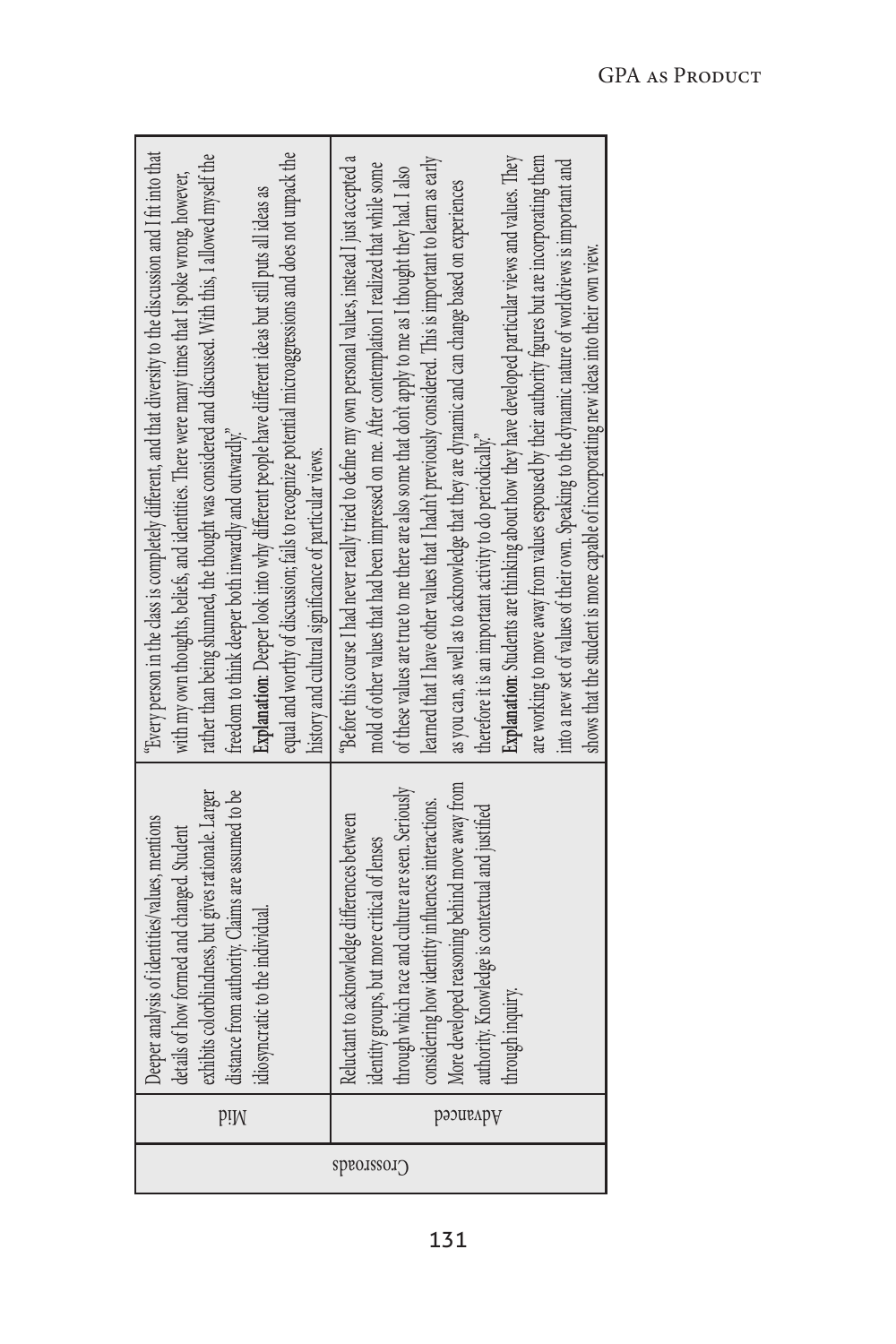| | | | |
|---|---|---|---|
| Crossroads | Mid | Deeper analysis of identities/values, mentions details of how formed and changed. Student exhibits colorblindness, but gives rationale. Larger distance from authority. Claims are assumed to be idiosyncratic to the individual. | "Every person in the class is completely different, and that diversity to the discussion and I fit into that with my own thoughts, beliefs, and identities. There were many times that I spoke wrong, however, rather than being shunned, the thought was considered and discussed. With this, I allowed myself the freedom to think deeper both inwardly and outwardly." **Explanation**: Deeper look into why different people have different ideas but still puts all ideas as equal and worthy of discussion; fails to recognize potential microaggressions and does not unpack the history and cultural significance of particular views. |
| | Advanced | Reluctant to acknowledge differences between identity groups, but more critical of lenses through which race and culture are seen. Seriously considering how identity influences interactions. More developed reasoning behind move away from authority. Knowledge is contextual and justified through inquiry. | "Before this course I had never really tried to define my own personal values, instead I just accepted a mold of other values that had been impressed on me. After contemplation I realized that while some of these values are true to me there are also some that don't apply to me as I thought they had. I also learned that I have other values that I hadn't previously considered. This is important to learn as early as you can, as well as to acknowledge that they are dynamic and can change based on experiences therefore it is an important activity to do periodically." **Explanation**: Students are thinking about how they have developed particular views and values. They are working to move away from values espoused by their authority figures but are incorporating them into a new set of values of their own. Speaking to the dynamic nature of worldviews is important and shows that the student is more capable of incorporating new ideas into their own view. |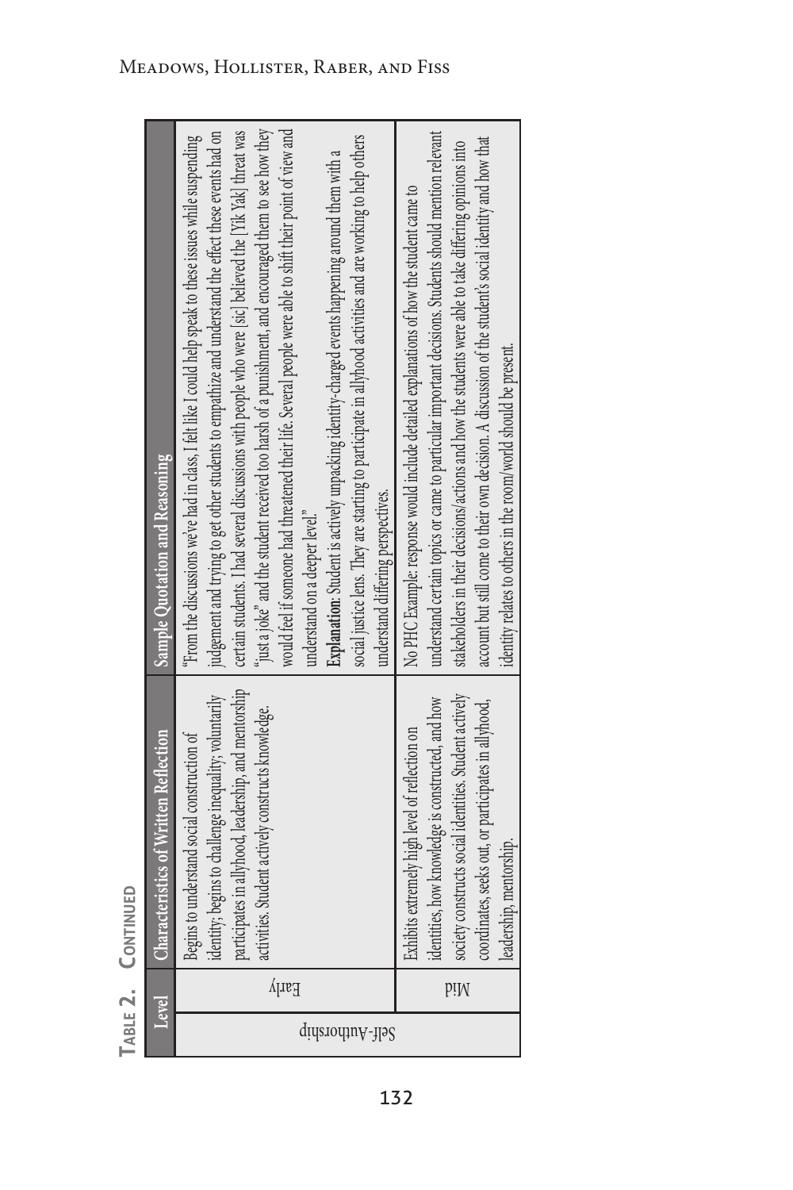**Table 2. Continued**

| | Level | Characteristics of Written Reflection | Sample Quotation and Reasoning |
|---|---|---|---|
| Self-Authorship | Early | Begins to understand social construction of identity; begins to challenge inequality; voluntarily participates in allyhood, leadership, and mentorship activities. Student actively constructs knowledge. | "From the discussions we've had in class, I felt like I could help speak to these issues while suspending judgement and trying to get other students to empathize and understand the effect these events had on certain students. I had several discussions with people who were [sic] believed the [Yik Yak] threat was "just a joke" and the student received too harsh of a punishment, and encouraged them to see how they would feel if someone had threatened their life. Several people were able to shift their point of view and understand on a deeper level."<br><br>**Explanation**: Student is actively unpacking identity-charged events happening around them with a social justice lens. They are starting to participate in allyhood activities and are working to help others understand differing perspectives. |
| | Mid | Exhibits extremely high level of reflection on identities, how knowledge is constructed, and how society constructs social identities. Student actively coordinates, seeks out, or participates in allyhood, leadership, mentorship. | No PHC Example: response would include detailed explanations of how the student came to understand certain topics or came to particular important decisions. Students should mention relevant stakeholders in their decisions/actions and how the students were able to take differing opinions into account but still come to their own decision. A discussion of the student's social identity and how that identity relates to others in the room/world should be present. |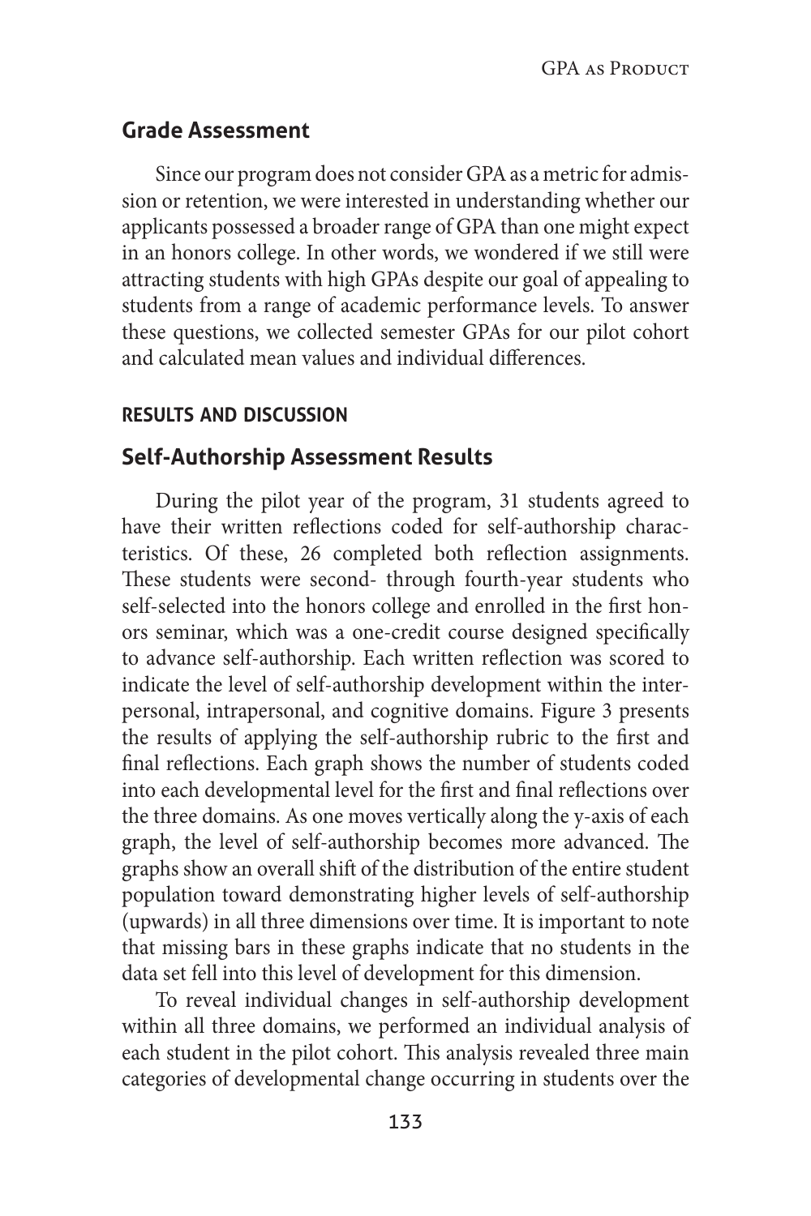## Grade Assessment

Since our program does not consider GPA as a metric for admission or retention, we were interested in understanding whether our applicants possessed a broader range of GPA than one might expect in an honors college. In other words, we wondered if we still were attracting students with high GPAs despite our goal of appealing to students from a range of academic performance levels. To answer these questions, we collected semester GPAs for our pilot cohort and calculated mean values and individual differences.

### RESULTS AND DISCUSSION

## Self-Authorship Assessment Results

During the pilot year of the program, 31 students agreed to have their written reflections coded for self-authorship characteristics. Of these, 26 completed both reflection assignments. These students were second- through fourth-year students who self-selected into the honors college and enrolled in the first honors seminar, which was a one-credit course designed specifically to advance self-authorship. Each written reflection was scored to indicate the level of self-authorship development within the interpersonal, intrapersonal, and cognitive domains. Figure 3 presents the results of applying the self-authorship rubric to the first and final reflections. Each graph shows the number of students coded into each developmental level for the first and final reflections over the three domains. As one moves vertically along the y-axis of each graph, the level of self-authorship becomes more advanced. The graphs show an overall shift of the distribution of the entire student population toward demonstrating higher levels of self-authorship (upwards) in all three dimensions over time. It is important to note that missing bars in these graphs indicate that no students in the data set fell into this level of development for this dimension.

To reveal individual changes in self-authorship development within all three domains, we performed an individual analysis of each student in the pilot cohort. This analysis revealed three main categories of developmental change occurring in students over the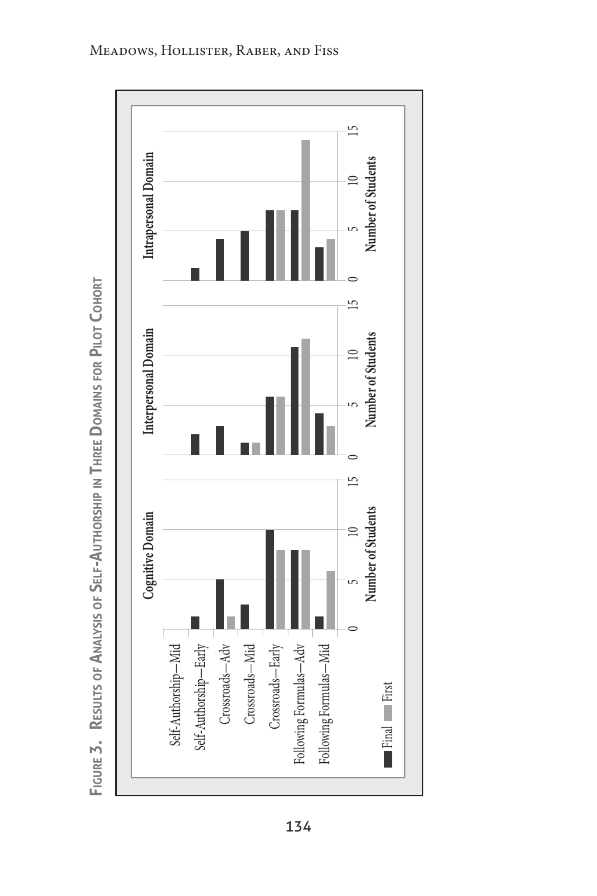**Figure 3. Results of Analysis of Self-Authorship in Three Domains for Pilot Cohort**

| | Cognitive Domain (Final) | Cognitive Domain (First) | Interpersonal Domain (Final) | Interpersonal Domain (First) | Intrapersonal Domain (Final) | Intrapersonal Domain (First) |
|---|---|---|---|---|---|---|
| Self-Authorship—Mid | 0 | 0 | 0 | 0 | 0 | 0 |
| Self-Authorship—Early | 1 | 0 | 2 | 0 | 1 | 0 |
| Crossroads—Adv | 5 | 1 | 3 | 0 | 4 | 0 |
| Crossroads—Mid | 2 | 0 | 1 | 1 | 5 | 0 |
| Crossroads—Early | 10 | 8 | 6 | 6 | 7 | 7 |
| Following Formulas—Adv | 8 | 8 | 11 | 12 | 7 | 14 |
| Following Formulas—Mid | 1 | 6 | 4 | 3 | 3 | 4 |

Number of Students (axis: 0, 5, 10, 15)

■ Final ■ First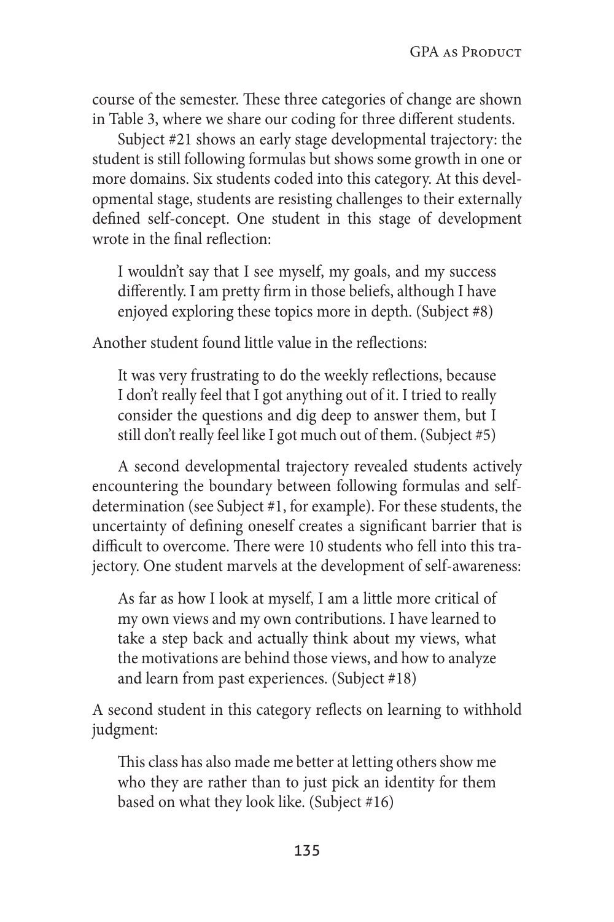course of the semester. These three categories of change are shown in Table 3, where we share our coding for three different students.

Subject #21 shows an early stage developmental trajectory: the student is still following formulas but shows some growth in one or more domains. Six students coded into this category. At this developmental stage, students are resisting challenges to their externally defined self-concept. One student in this stage of development wrote in the final reflection:

> I wouldn't say that I see myself, my goals, and my success differently. I am pretty firm in those beliefs, although I have enjoyed exploring these topics more in depth. (Subject #8)

Another student found little value in the reflections:

> It was very frustrating to do the weekly reflections, because I don't really feel that I got anything out of it. I tried to really consider the questions and dig deep to answer them, but I still don't really feel like I got much out of them. (Subject #5)

A second developmental trajectory revealed students actively encountering the boundary between following formulas and self-determination (see Subject #1, for example). For these students, the uncertainty of defining oneself creates a significant barrier that is difficult to overcome. There were 10 students who fell into this trajectory. One student marvels at the development of self-awareness:

> As far as how I look at myself, I am a little more critical of my own views and my own contributions. I have learned to take a step back and actually think about my views, what the motivations are behind those views, and how to analyze and learn from past experiences. (Subject #18)

A second student in this category reflects on learning to withhold judgment:

> This class has also made me better at letting others show me who they are rather than to just pick an identity for them based on what they look like. (Subject #16)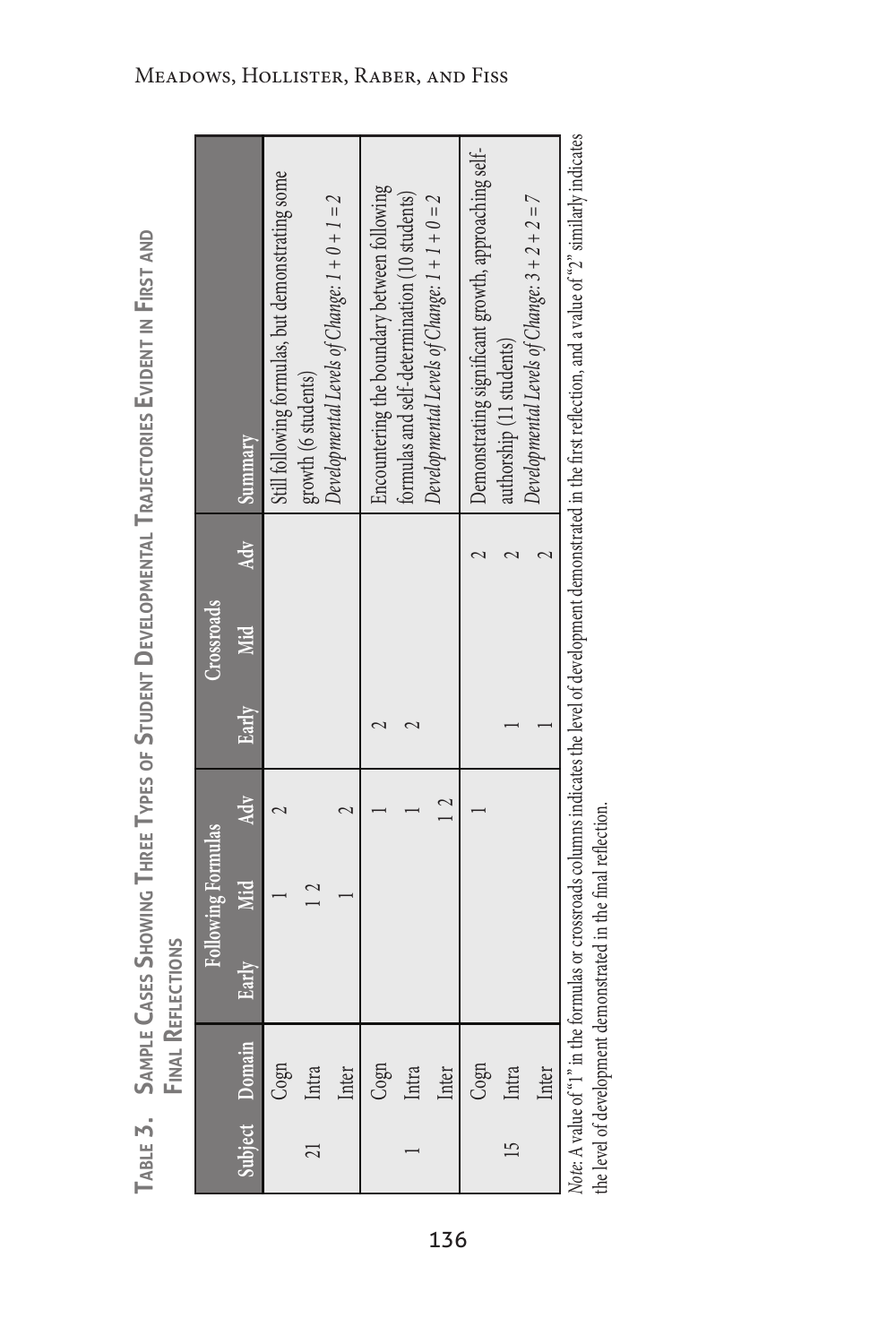**Table 3. Sample Cases Showing Three Types of Student Developmental Trajectories Evident in First and Final Reflections**

| Subject | Domain | Following Formulas | | | Crossroads | | | Summary |
|---|---|---|---|---|---|---|---|---|
| | | Early | Mid | Adv | Early | Mid | Adv | |
| 21 | Cogn | | 1 | 2 | | | | Still following formulas, but demonstrating some growth (6 students) |
| | Intra | | 1 2 | | | | | |
| | Inter | | 1 | 2 | | | | *Developmental Levels of Change: 1 + 0 + 1 = 2* |
| 1 | Cogn | | | 1 | 2 | | | Encountering the boundary between following formulas and self-determination (10 students) |
| | Intra | | | 1 | 2 | | | *Developmental Levels of Change: 1 + 1 + 0 = 2* |
| | Inter | | | 1 2 | | | | |
| 15 | Cogn | | | 1 | | | 2 | Demonstrating significant growth, approaching self-authorship (11 students) |
| | Intra | | | | 1 | | 2 | |
| | Inter | | | | 1 | | 2 | *Developmental Levels of Change: 3 + 2 + 2 = 7* |

*Note*: A value of "1" in the formulas or crossroads columns indicates the level of development demonstrated in the first reflection, and a value of "2" similarly indicates the level of development demonstrated in the final reflection.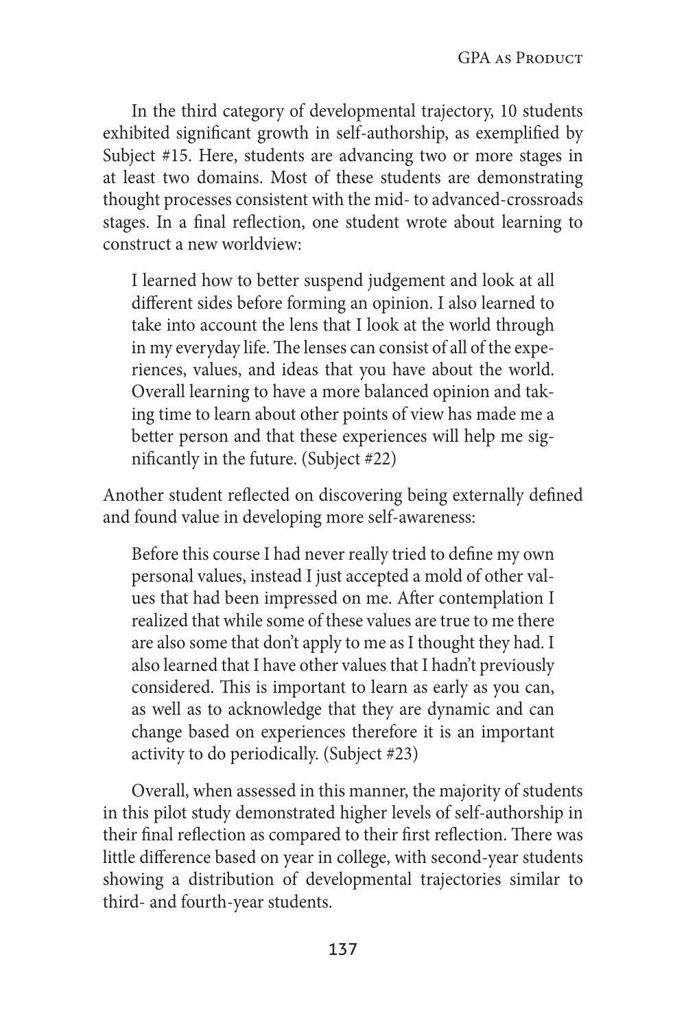In the third category of developmental trajectory, 10 students exhibited significant growth in self-authorship, as exemplified by Subject #15. Here, students are advancing two or more stages in at least two domains. Most of these students are demonstrating thought processes consistent with the mid- to advanced-crossroads stages. In a final reflection, one student wrote about learning to construct a new worldview:

> I learned how to better suspend judgement and look at all different sides before forming an opinion. I also learned to take into account the lens that I look at the world through in my everyday life. The lenses can consist of all of the experiences, values, and ideas that you have about the world. Overall learning to have a more balanced opinion and taking time to learn about other points of view has made me a better person and that these experiences will help me significantly in the future. (Subject #22)

Another student reflected on discovering being externally defined and found value in developing more self-awareness:

> Before this course I had never really tried to define my own personal values, instead I just accepted a mold of other values that had been impressed on me. After contemplation I realized that while some of these values are true to me there are also some that don't apply to me as I thought they had. I also learned that I have other values that I hadn't previously considered. This is important to learn as early as you can, as well as to acknowledge that they are dynamic and can change based on experiences therefore it is an important activity to do periodically. (Subject #23)

Overall, when assessed in this manner, the majority of students in this pilot study demonstrated higher levels of self-authorship in their final reflection as compared to their first reflection. There was little difference based on year in college, with second-year students showing a distribution of developmental trajectories similar to third- and fourth-year students.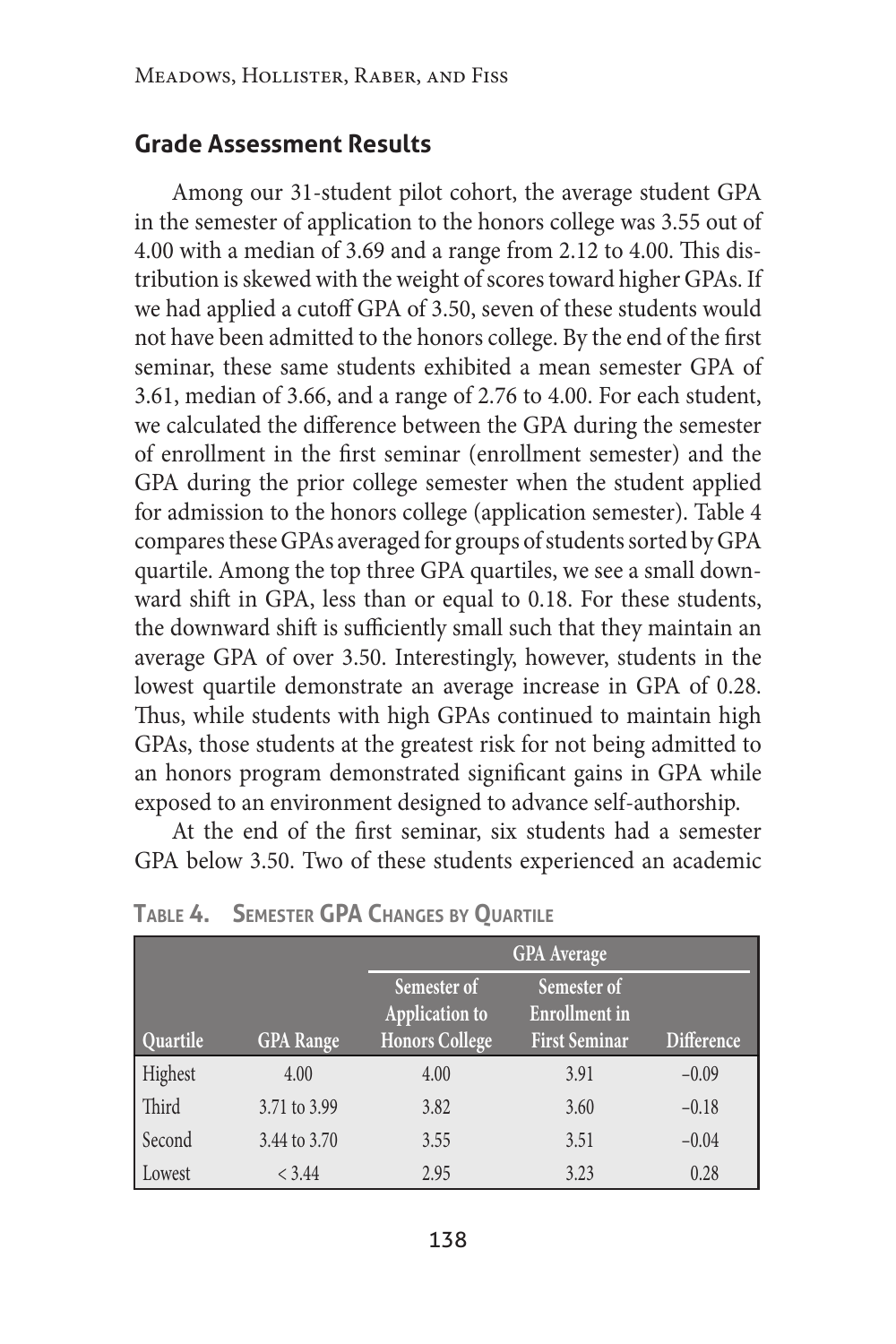## Grade Assessment Results

Among our 31-student pilot cohort, the average student GPA in the semester of application to the honors college was 3.55 out of 4.00 with a median of 3.69 and a range from 2.12 to 4.00. This distribution is skewed with the weight of scores toward higher GPAs. If we had applied a cutoff GPA of 3.50, seven of these students would not have been admitted to the honors college. By the end of the first seminar, these same students exhibited a mean semester GPA of 3.61, median of 3.66, and a range of 2.76 to 4.00. For each student, we calculated the difference between the GPA during the semester of enrollment in the first seminar (enrollment semester) and the GPA during the prior college semester when the student applied for admission to the honors college (application semester). Table 4 compares these GPAs averaged for groups of students sorted by GPA quartile. Among the top three GPA quartiles, we see a small downward shift in GPA, less than or equal to 0.18. For these students, the downward shift is sufficiently small such that they maintain an average GPA of over 3.50. Interestingly, however, students in the lowest quartile demonstrate an average increase in GPA of 0.28. Thus, while students with high GPAs continued to maintain high GPAs, those students at the greatest risk for not being admitted to an honors program demonstrated significant gains in GPA while exposed to an environment designed to advance self-authorship.

At the end of the first seminar, six students had a semester GPA below 3.50. Two of these students experienced an academic

**Table 4. Semester GPA Changes by Quartile**

| | | GPA Average | | |
|---|---|---|---|---|
| Quartile | GPA Range | Semester of Application to Honors College | Semester of Enrollment in First Seminar | Difference |
| Highest | 4.00 | 4.00 | 3.91 | −0.09 |
| Third | 3.71 to 3.99 | 3.82 | 3.60 | −0.18 |
| Second | 3.44 to 3.70 | 3.55 | 3.51 | −0.04 |
| Lowest | < 3.44 | 2.95 | 3.23 | 0.28 |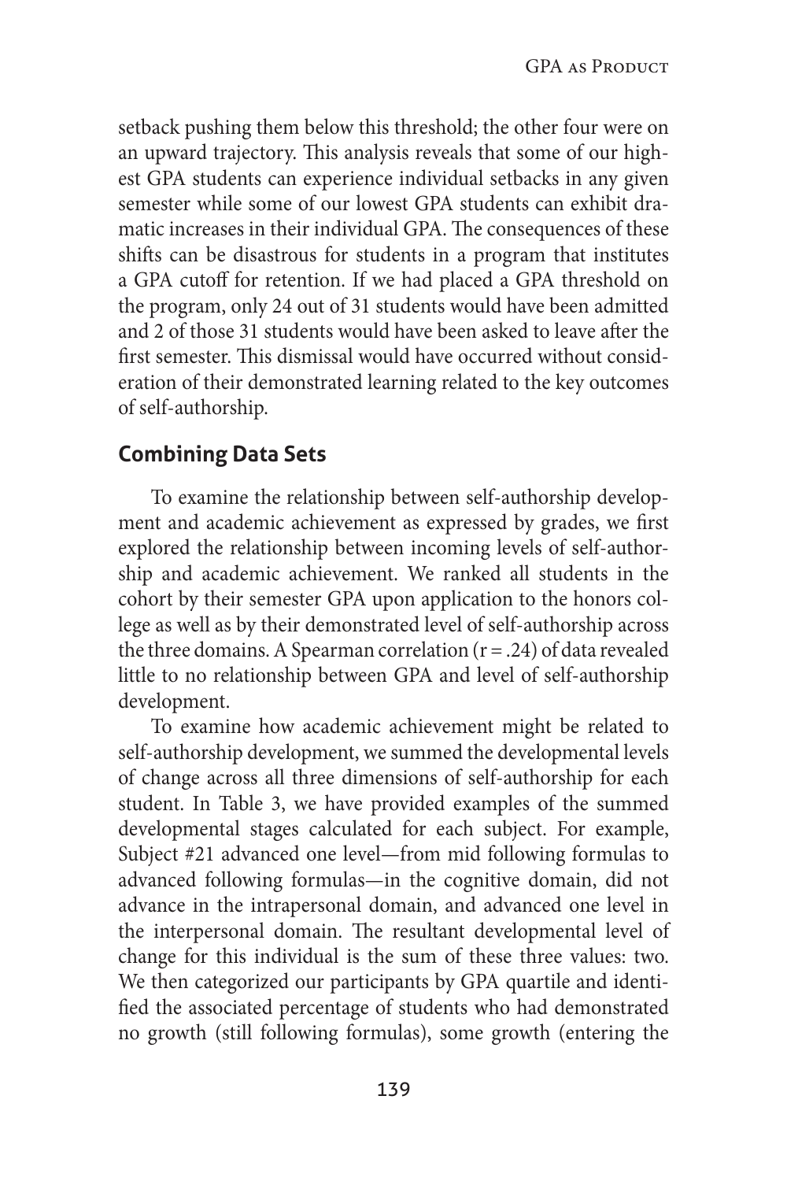setback pushing them below this threshold; the other four were on an upward trajectory. This analysis reveals that some of our highest GPA students can experience individual setbacks in any given semester while some of our lowest GPA students can exhibit dramatic increases in their individual GPA. The consequences of these shifts can be disastrous for students in a program that institutes a GPA cutoff for retention. If we had placed a GPA threshold on the program, only 24 out of 31 students would have been admitted and 2 of those 31 students would have been asked to leave after the first semester. This dismissal would have occurred without consideration of their demonstrated learning related to the key outcomes of self-authorship.

## Combining Data Sets

To examine the relationship between self-authorship development and academic achievement as expressed by grades, we first explored the relationship between incoming levels of self-authorship and academic achievement. We ranked all students in the cohort by their semester GPA upon application to the honors college as well as by their demonstrated level of self-authorship across the three domains. A Spearman correlation ($r = .24$) of data revealed little to no relationship between GPA and level of self-authorship development.

To examine how academic achievement might be related to self-authorship development, we summed the developmental levels of change across all three dimensions of self-authorship for each student. In Table 3, we have provided examples of the summed developmental stages calculated for each subject. For example, Subject #21 advanced one level—from mid following formulas to advanced following formulas—in the cognitive domain, did not advance in the intrapersonal domain, and advanced one level in the interpersonal domain. The resultant developmental level of change for this individual is the sum of these three values: two. We then categorized our participants by GPA quartile and identified the associated percentage of students who had demonstrated no growth (still following formulas), some growth (entering the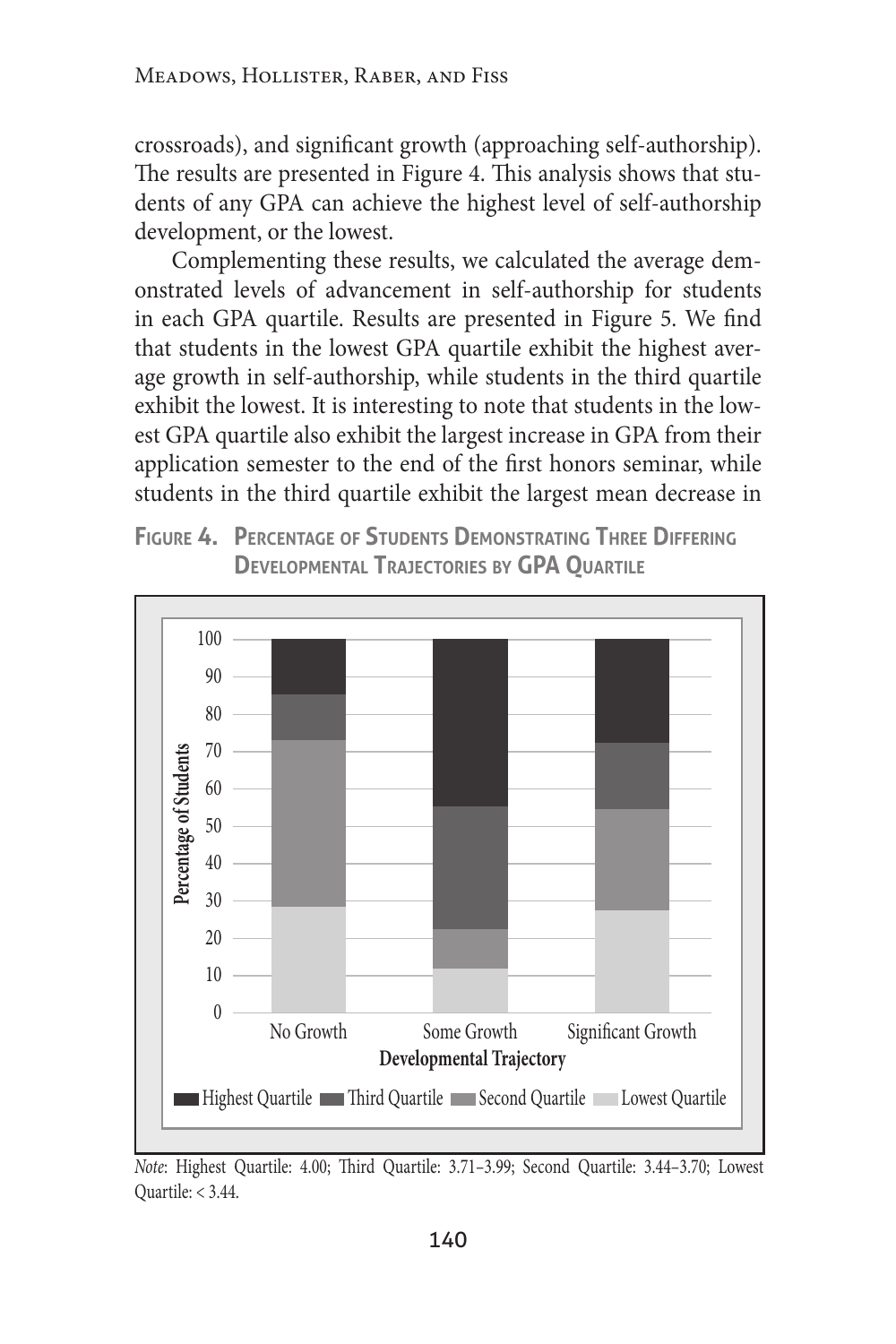crossroads), and significant growth (approaching self-authorship). The results are presented in Figure 4. This analysis shows that students of any GPA can achieve the highest level of self-authorship development, or the lowest.

Complementing these results, we calculated the average demonstrated levels of advancement in self-authorship for students in each GPA quartile. Results are presented in Figure 5. We find that students in the lowest GPA quartile exhibit the highest average growth in self-authorship, while students in the third quartile exhibit the lowest. It is interesting to note that students in the lowest GPA quartile also exhibit the largest increase in GPA from their application semester to the end of the first honors seminar, while students in the third quartile exhibit the largest mean decrease in

**Figure 4. Percentage of Students Demonstrating Three Differing Developmental Trajectories by GPA Quartile**

*Note*: Highest Quartile: 4.00; Third Quartile: 3.71–3.99; Second Quartile: 3.44–3.70; Lowest Quartile: < 3.44.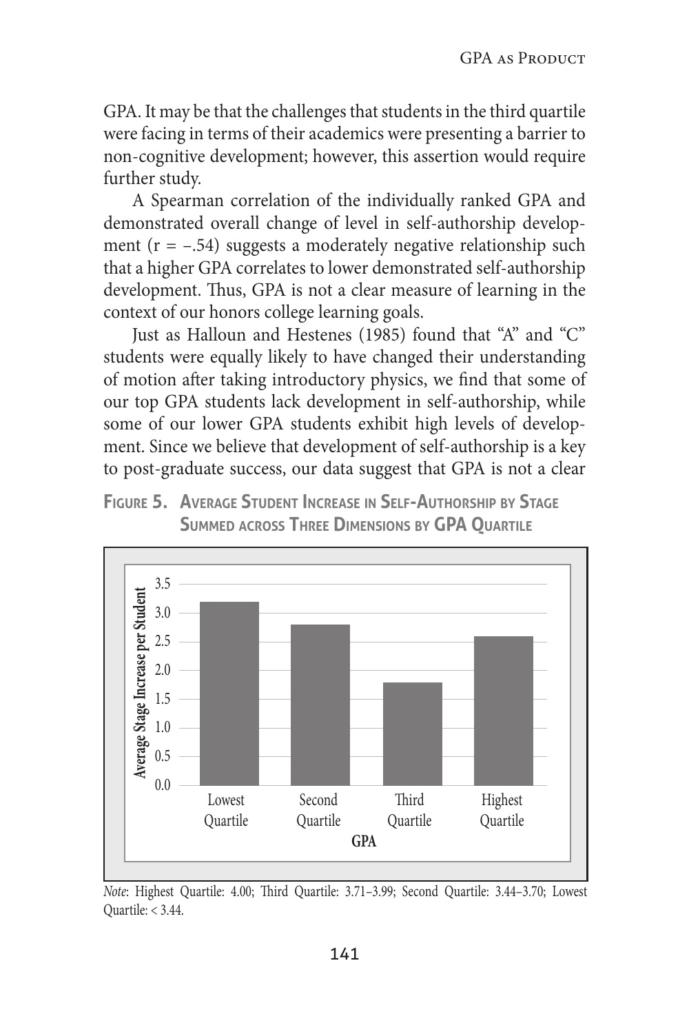GPA. It may be that the challenges that students in the third quartile were facing in terms of their academics were presenting a barrier to non-cognitive development; however, this assertion would require further study.

A Spearman correlation of the individually ranked GPA and demonstrated overall change of level in self-authorship development ($r = -.54$) suggests a moderately negative relationship such that a higher GPA correlates to lower demonstrated self-authorship development. Thus, GPA is not a clear measure of learning in the context of our honors college learning goals.

Just as Halloun and Hestenes (1985) found that "A" and "C" students were equally likely to have changed their understanding of motion after taking introductory physics, we find that some of our top GPA students lack development in self-authorship, while some of our lower GPA students exhibit high levels of development. Since we believe that development of self-authorship is a key to post-graduate success, our data suggest that GPA is not a clear

**Figure 5. Average Student Increase in Self-Authorship by Stage Summed across Three Dimensions by GPA Quartile**

| GPA | Average Stage Increase per Student |
|---|---|
| Lowest Quartile | 3.2 |
| Second Quartile | 2.8 |
| Third Quartile | 1.8 |
| Highest Quartile | 2.6 |

*Note*: Highest Quartile: 4.00; Third Quartile: 3.71–3.99; Second Quartile: 3.44–3.70; Lowest Quartile: < 3.44.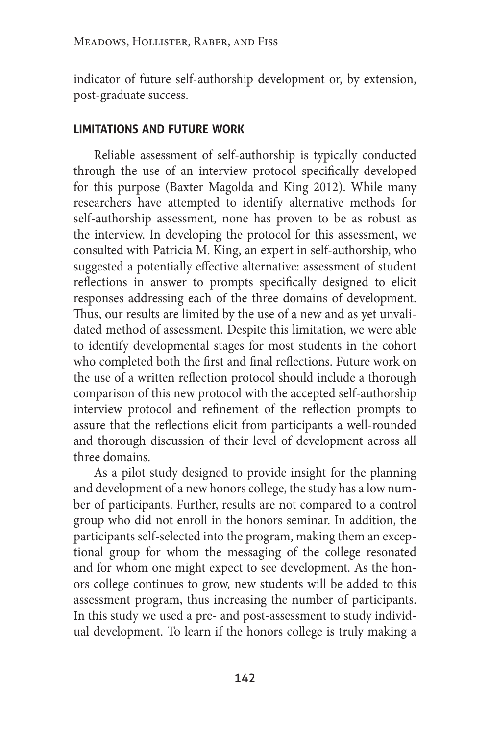indicator of future self-authorship development or, by extension, post-graduate success.

## LIMITATIONS AND FUTURE WORK

Reliable assessment of self-authorship is typically conducted through the use of an interview protocol specifically developed for this purpose (Baxter Magolda and King 2012). While many researchers have attempted to identify alternative methods for self-authorship assessment, none has proven to be as robust as the interview. In developing the protocol for this assessment, we consulted with Patricia M. King, an expert in self-authorship, who suggested a potentially effective alternative: assessment of student reflections in answer to prompts specifically designed to elicit responses addressing each of the three domains of development. Thus, our results are limited by the use of a new and as yet unvalidated method of assessment. Despite this limitation, we were able to identify developmental stages for most students in the cohort who completed both the first and final reflections. Future work on the use of a written reflection protocol should include a thorough comparison of this new protocol with the accepted self-authorship interview protocol and refinement of the reflection prompts to assure that the reflections elicit from participants a well-rounded and thorough discussion of their level of development across all three domains.

As a pilot study designed to provide insight for the planning and development of a new honors college, the study has a low number of participants. Further, results are not compared to a control group who did not enroll in the honors seminar. In addition, the participants self-selected into the program, making them an exceptional group for whom the messaging of the college resonated and for whom one might expect to see development. As the honors college continues to grow, new students will be added to this assessment program, thus increasing the number of participants. In this study we used a pre- and post-assessment to study individual development. To learn if the honors college is truly making a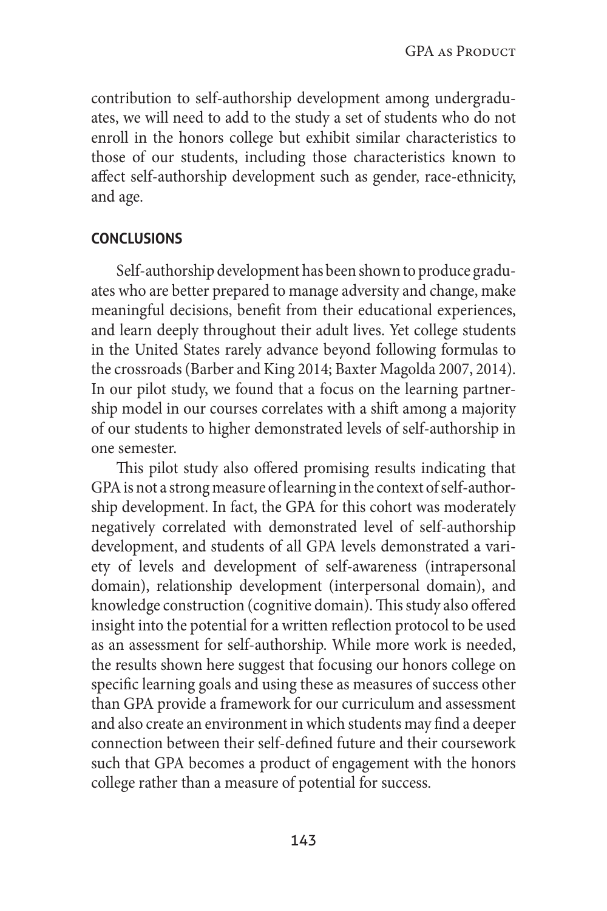contribution to self-authorship development among undergraduates, we will need to add to the study a set of students who do not enroll in the honors college but exhibit similar characteristics to those of our students, including those characteristics known to affect self-authorship development such as gender, race-ethnicity, and age.

## CONCLUSIONS

Self-authorship development has been shown to produce graduates who are better prepared to manage adversity and change, make meaningful decisions, benefit from their educational experiences, and learn deeply throughout their adult lives. Yet college students in the United States rarely advance beyond following formulas to the crossroads (Barber and King 2014; Baxter Magolda 2007, 2014). In our pilot study, we found that a focus on the learning partnership model in our courses correlates with a shift among a majority of our students to higher demonstrated levels of self-authorship in one semester.

This pilot study also offered promising results indicating that GPA is not a strong measure of learning in the context of self-authorship development. In fact, the GPA for this cohort was moderately negatively correlated with demonstrated level of self-authorship development, and students of all GPA levels demonstrated a variety of levels and development of self-awareness (intrapersonal domain), relationship development (interpersonal domain), and knowledge construction (cognitive domain). This study also offered insight into the potential for a written reflection protocol to be used as an assessment for self-authorship. While more work is needed, the results shown here suggest that focusing our honors college on specific learning goals and using these as measures of success other than GPA provide a framework for our curriculum and assessment and also create an environment in which students may find a deeper connection between their self-defined future and their coursework such that GPA becomes a product of engagement with the honors college rather than a measure of potential for success.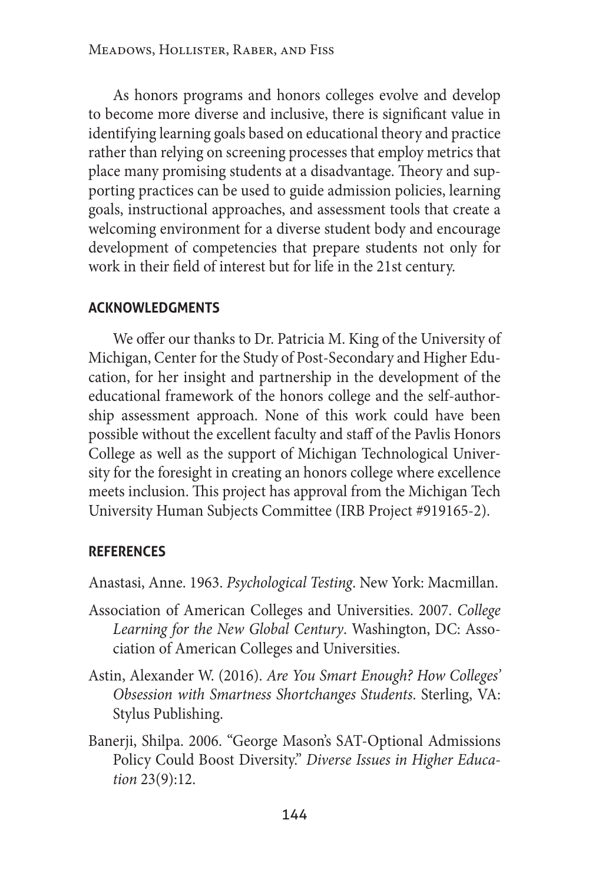As honors programs and honors colleges evolve and develop to become more diverse and inclusive, there is significant value in identifying learning goals based on educational theory and practice rather than relying on screening processes that employ metrics that place many promising students at a disadvantage. Theory and supporting practices can be used to guide admission policies, learning goals, instructional approaches, and assessment tools that create a welcoming environment for a diverse student body and encourage development of competencies that prepare students not only for work in their field of interest but for life in the 21st century.

## ACKNOWLEDGMENTS

We offer our thanks to Dr. Patricia M. King of the University of Michigan, Center for the Study of Post-Secondary and Higher Education, for her insight and partnership in the development of the educational framework of the honors college and the self-authorship assessment approach. None of this work could have been possible without the excellent faculty and staff of the Pavlis Honors College as well as the support of Michigan Technological University for the foresight in creating an honors college where excellence meets inclusion. This project has approval from the Michigan Tech University Human Subjects Committee (IRB Project #919165-2).

## REFERENCES

Anastasi, Anne. 1963. *Psychological Testing*. New York: Macmillan.

Association of American Colleges and Universities. 2007. *College Learning for the New Global Century*. Washington, DC: Association of American Colleges and Universities.

Astin, Alexander W. (2016). *Are You Smart Enough? How Colleges' Obsession with Smartness Shortchanges Students*. Sterling, VA: Stylus Publishing.

Banerji, Shilpa. 2006. "George Mason's SAT-Optional Admissions Policy Could Boost Diversity." *Diverse Issues in Higher Education* 23(9):12.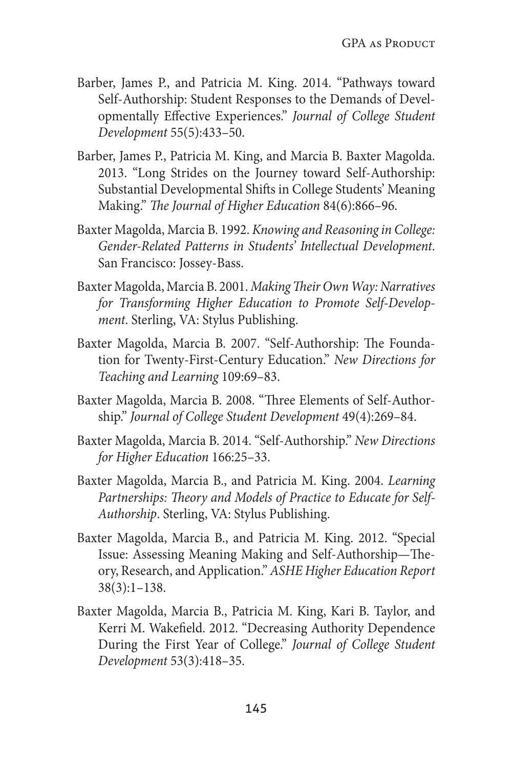Barber, James P., and Patricia M. King. 2014. "Pathways toward Self-Authorship: Student Responses to the Demands of Developmentally Effective Experiences." *Journal of College Student Development* 55(5):433–50.

Barber, James P., Patricia M. King, and Marcia B. Baxter Magolda. 2013. "Long Strides on the Journey toward Self-Authorship: Substantial Developmental Shifts in College Students' Meaning Making." *The Journal of Higher Education* 84(6):866–96.

Baxter Magolda, Marcia B. 1992. *Knowing and Reasoning in College: Gender-Related Patterns in Students' Intellectual Development*. San Francisco: Jossey-Bass.

Baxter Magolda, Marcia B. 2001. *Making Their Own Way: Narratives for Transforming Higher Education to Promote Self-Development*. Sterling, VA: Stylus Publishing.

Baxter Magolda, Marcia B. 2007. "Self-Authorship: The Foundation for Twenty-First-Century Education." *New Directions for Teaching and Learning* 109:69–83.

Baxter Magolda, Marcia B. 2008. "Three Elements of Self-Authorship." *Journal of College Student Development* 49(4):269–84.

Baxter Magolda, Marcia B. 2014. "Self-Authorship." *New Directions for Higher Education* 166:25–33.

Baxter Magolda, Marcia B., and Patricia M. King. 2004. *Learning Partnerships: Theory and Models of Practice to Educate for Self-Authorship*. Sterling, VA: Stylus Publishing.

Baxter Magolda, Marcia B., and Patricia M. King. 2012. "Special Issue: Assessing Meaning Making and Self-Authorship—Theory, Research, and Application." *ASHE Higher Education Report* 38(3):1–138.

Baxter Magolda, Marcia B., Patricia M. King, Kari B. Taylor, and Kerri M. Wakefield. 2012. "Decreasing Authority Dependence During the First Year of College." *Journal of College Student Development* 53(3):418–35.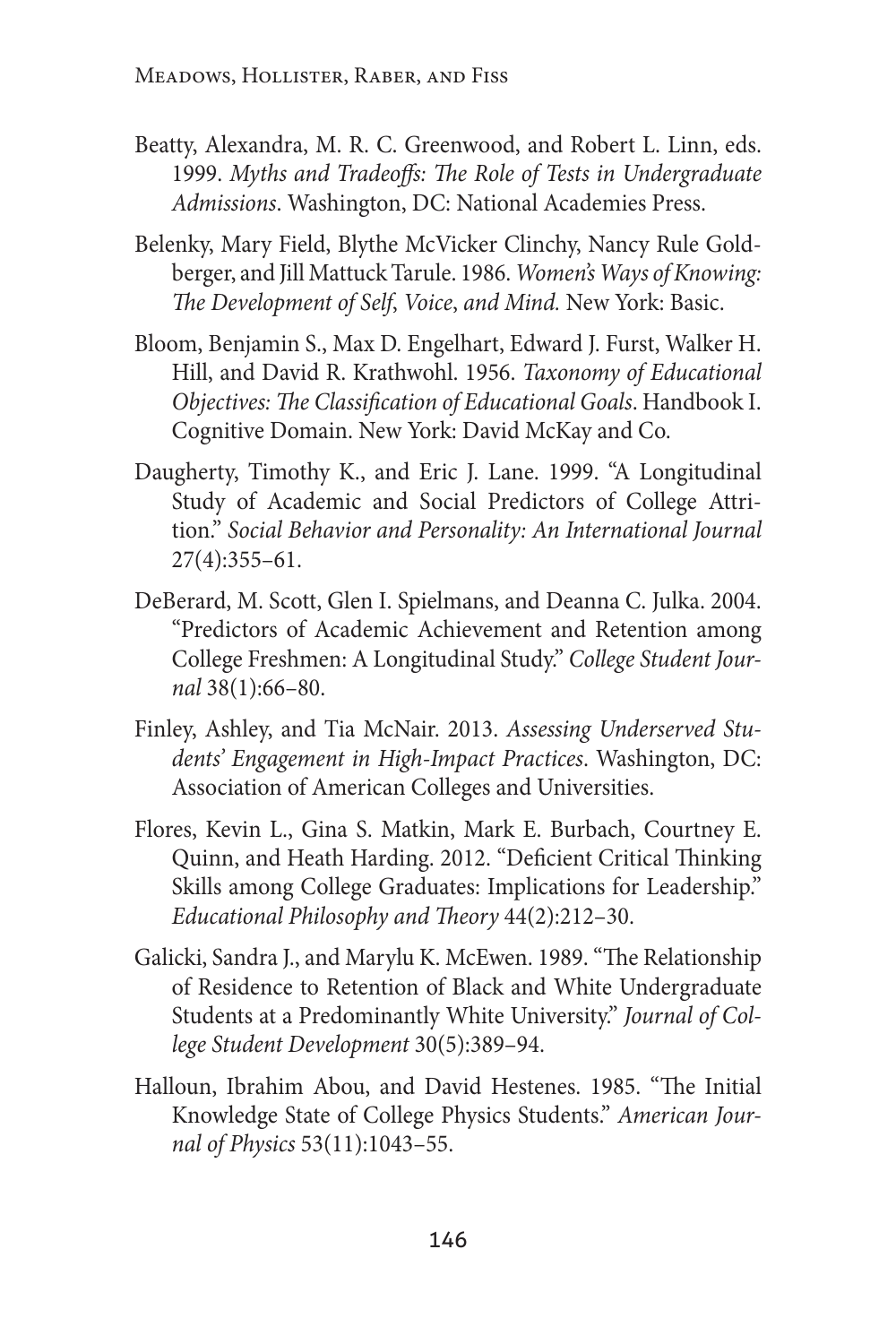Beatty, Alexandra, M. R. C. Greenwood, and Robert L. Linn, eds. 1999. *Myths and Tradeoffs: The Role of Tests in Undergraduate Admissions*. Washington, DC: National Academies Press.

Belenky, Mary Field, Blythe McVicker Clinchy, Nancy Rule Goldberger, and Jill Mattuck Tarule. 1986. *Women's Ways of Knowing: The Development of Self, Voice, and Mind.* New York: Basic.

Bloom, Benjamin S., Max D. Engelhart, Edward J. Furst, Walker H. Hill, and David R. Krathwohl. 1956. *Taxonomy of Educational Objectives: The Classification of Educational Goals*. Handbook I. Cognitive Domain. New York: David McKay and Co.

Daugherty, Timothy K., and Eric J. Lane. 1999. "A Longitudinal Study of Academic and Social Predictors of College Attrition." *Social Behavior and Personality: An International Journal* 27(4):355–61.

DeBerard, M. Scott, Glen I. Spielmans, and Deanna C. Julka. 2004. "Predictors of Academic Achievement and Retention among College Freshmen: A Longitudinal Study." *College Student Journal* 38(1):66–80.

Finley, Ashley, and Tia McNair. 2013. *Assessing Underserved Students' Engagement in High-Impact Practices*. Washington, DC: Association of American Colleges and Universities.

Flores, Kevin L., Gina S. Matkin, Mark E. Burbach, Courtney E. Quinn, and Heath Harding. 2012. "Deficient Critical Thinking Skills among College Graduates: Implications for Leadership." *Educational Philosophy and Theory* 44(2):212–30.

Galicki, Sandra J., and Marylu K. McEwen. 1989. "The Relationship of Residence to Retention of Black and White Undergraduate Students at a Predominantly White University." *Journal of College Student Development* 30(5):389–94.

Halloun, Ibrahim Abou, and David Hestenes. 1985. "The Initial Knowledge State of College Physics Students." *American Journal of Physics* 53(11):1043–55.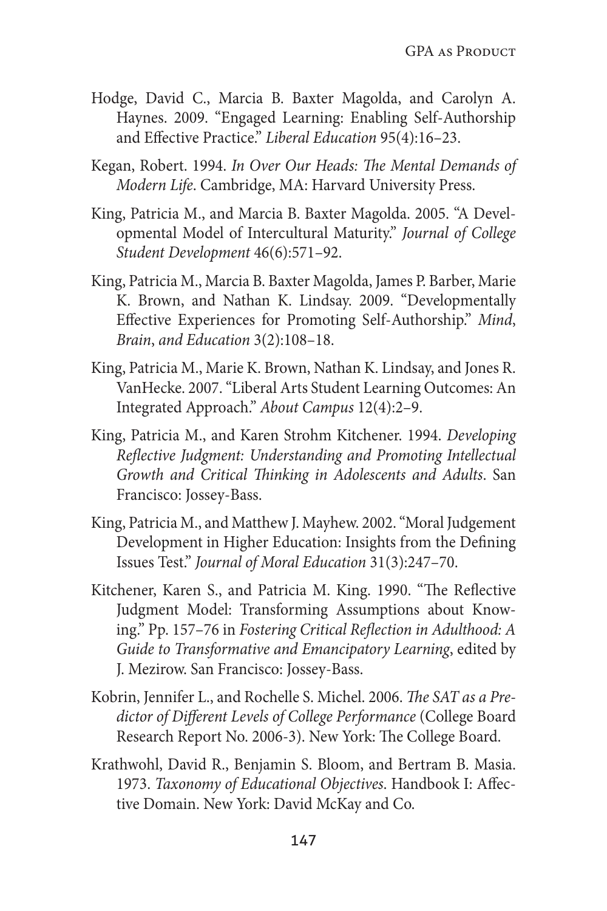Hodge, David C., Marcia B. Baxter Magolda, and Carolyn A. Haynes. 2009. "Engaged Learning: Enabling Self-Authorship and Effective Practice." *Liberal Education* 95(4):16–23.

Kegan, Robert. 1994. *In Over Our Heads: The Mental Demands of Modern Life*. Cambridge, MA: Harvard University Press.

King, Patricia M., and Marcia B. Baxter Magolda. 2005. "A Developmental Model of Intercultural Maturity." *Journal of College Student Development* 46(6):571–92.

King, Patricia M., Marcia B. Baxter Magolda, James P. Barber, Marie K. Brown, and Nathan K. Lindsay. 2009. "Developmentally Effective Experiences for Promoting Self-Authorship." *Mind, Brain, and Education* 3(2):108–18.

King, Patricia M., Marie K. Brown, Nathan K. Lindsay, and Jones R. VanHecke. 2007. "Liberal Arts Student Learning Outcomes: An Integrated Approach." *About Campus* 12(4):2–9.

King, Patricia M., and Karen Strohm Kitchener. 1994. *Developing Reflective Judgment: Understanding and Promoting Intellectual Growth and Critical Thinking in Adolescents and Adults*. San Francisco: Jossey-Bass.

King, Patricia M., and Matthew J. Mayhew. 2002. "Moral Judgement Development in Higher Education: Insights from the Defining Issues Test." *Journal of Moral Education* 31(3):247–70.

Kitchener, Karen S., and Patricia M. King. 1990. "The Reflective Judgment Model: Transforming Assumptions about Knowing." Pp. 157–76 in *Fostering Critical Reflection in Adulthood: A Guide to Transformative and Emancipatory Learning*, edited by J. Mezirow. San Francisco: Jossey-Bass.

Kobrin, Jennifer L., and Rochelle S. Michel. 2006. *The SAT as a Predictor of Different Levels of College Performance* (College Board Research Report No. 2006-3). New York: The College Board.

Krathwohl, David R., Benjamin S. Bloom, and Bertram B. Masia. 1973. *Taxonomy of Educational Objectives*. Handbook I: Affective Domain. New York: David McKay and Co.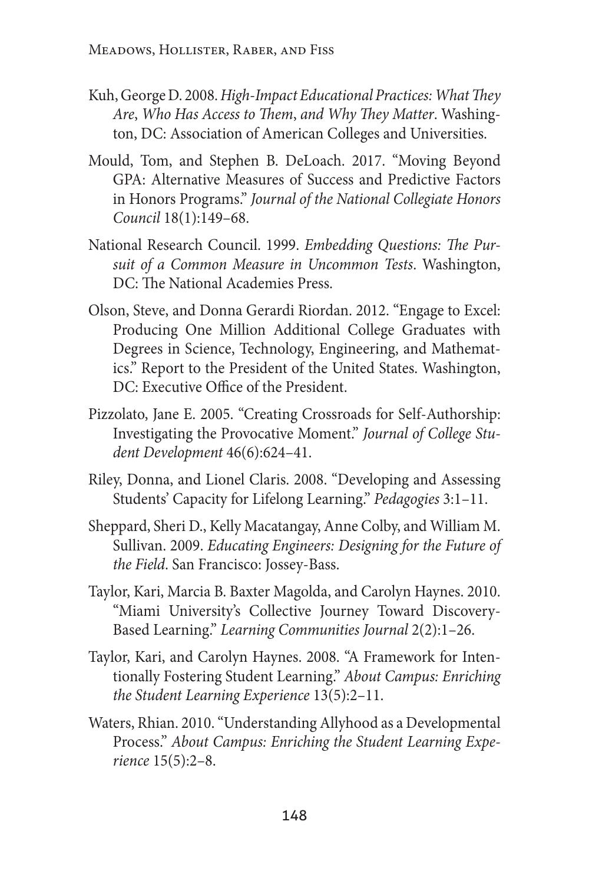Kuh, George D. 2008. *High-Impact Educational Practices: What They Are, Who Has Access to Them, and Why They Matter*. Washington, DC: Association of American Colleges and Universities.

Mould, Tom, and Stephen B. DeLoach. 2017. "Moving Beyond GPA: Alternative Measures of Success and Predictive Factors in Honors Programs." *Journal of the National Collegiate Honors Council* 18(1):149–68.

National Research Council. 1999. *Embedding Questions: The Pursuit of a Common Measure in Uncommon Tests*. Washington, DC: The National Academies Press.

Olson, Steve, and Donna Gerardi Riordan. 2012. "Engage to Excel: Producing One Million Additional College Graduates with Degrees in Science, Technology, Engineering, and Mathematics." Report to the President of the United States. Washington, DC: Executive Office of the President.

Pizzolato, Jane E. 2005. "Creating Crossroads for Self-Authorship: Investigating the Provocative Moment." *Journal of College Student Development* 46(6):624–41.

Riley, Donna, and Lionel Claris. 2008. "Developing and Assessing Students' Capacity for Lifelong Learning." *Pedagogies* 3:1–11.

Sheppard, Sheri D., Kelly Macatangay, Anne Colby, and William M. Sullivan. 2009. *Educating Engineers: Designing for the Future of the Field*. San Francisco: Jossey-Bass.

Taylor, Kari, Marcia B. Baxter Magolda, and Carolyn Haynes. 2010. "Miami University's Collective Journey Toward Discovery-Based Learning." *Learning Communities Journal* 2(2):1–26.

Taylor, Kari, and Carolyn Haynes. 2008. "A Framework for Intentionally Fostering Student Learning." *About Campus: Enriching the Student Learning Experience* 13(5):2–11.

Waters, Rhian. 2010. "Understanding Allyhood as a Developmental Process." *About Campus: Enriching the Student Learning Experience* 15(5):2–8.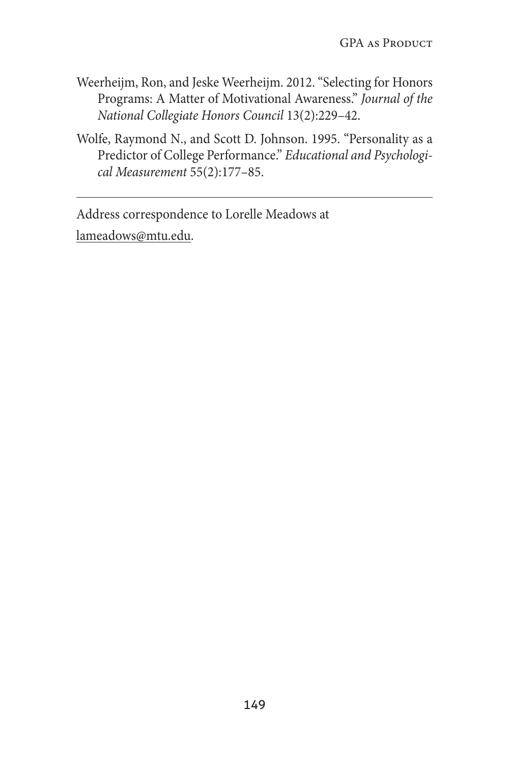Weerheijm, Ron, and Jeske Weerheijm. 2012. "Selecting for Honors Programs: A Matter of Motivational Awareness." *Journal of the National Collegiate Honors Council* 13(2):229–42.

Wolfe, Raymond N., and Scott D. Johnson. 1995. "Personality as a Predictor of College Performance." *Educational and Psychological Measurement* 55(2):177–85.

---

Address correspondence to Lorelle Meadows at lameadows@mtu.edu.